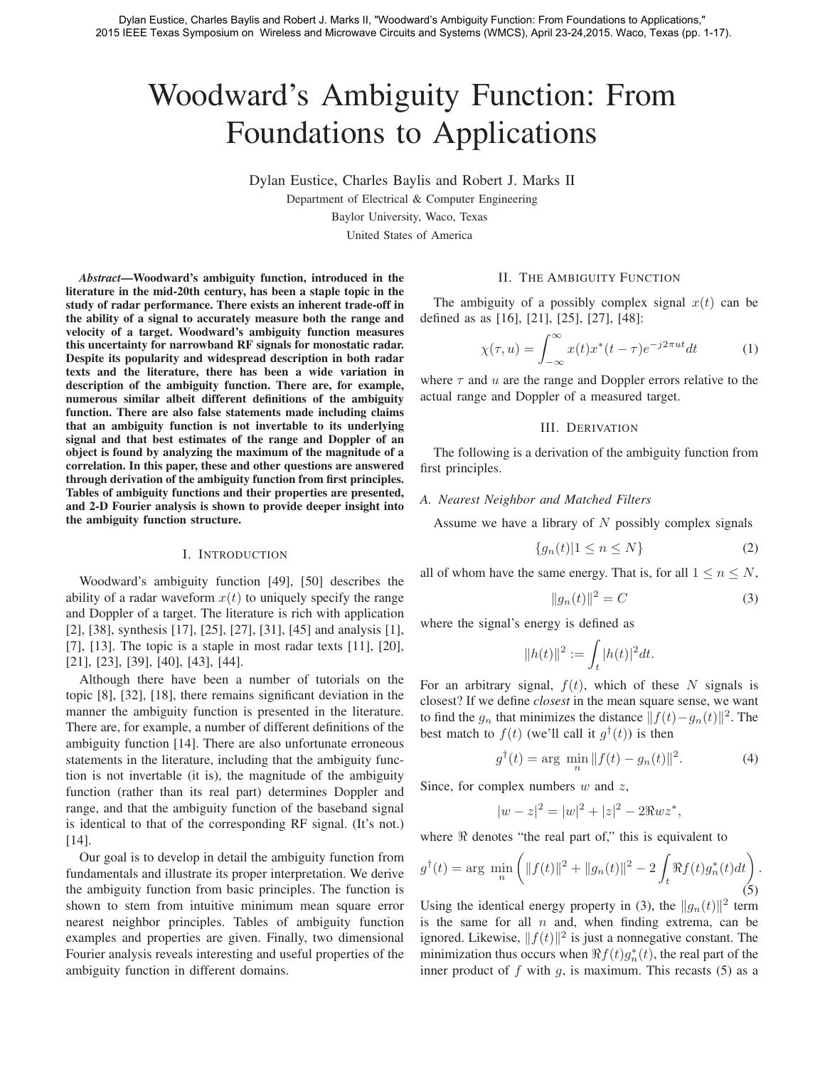Dylan Eustice, Charles Baylis and Robert J. Marks II, "Woodward's Ambiguity Function: From Foundations to Applications," 2015 IEEE Texas Symposium on Wireless and Microwave Circuits and Systems (WMCS), April 23-24,2015. Waco, Texas (pp. 1-17).

# Woodward's Ambiguity Function: From Foundations to Applications

Dylan Eustice, Charles Baylis and Robert J. Marks II

Department of Electrical & Computer Engineering
Baylor University, Waco, Texas
United States of America

***Abstract*—Woodward's ambiguity function, introduced in the literature in the mid-20th century, has been a staple topic in the study of radar performance. There exists an inherent trade-off in the ability of a signal to accurately measure both the range and velocity of a target. Woodward's ambiguity function measures this uncertainty for narrowband RF signals for monostatic radar. Despite its popularity and widespread description in both radar texts and the literature, there has been a wide variation in description of the ambiguity function. There are, for example, numerous similar albeit different definitions of the ambiguity function. There are also false statements made including claims that an ambiguity function is not invertable to its underlying signal and that best estimates of the range and Doppler of an object is found by analyzing the maximum of the magnitude of a correlation. In this paper, these and other questions are answered through derivation of the ambiguity function from first principles. Tables of ambiguity functions and their properties are presented, and 2-D Fourier analysis is shown to provide deeper insight into the ambiguity function structure.**

## I. Introduction

Woodward's ambiguity function [49], [50] describes the ability of a radar waveform $x(t)$ to uniquely specify the range and Doppler of a target. The literature is rich with application [2], [38], synthesis [17], [25], [27], [31], [45] and analysis [1], [7], [13]. The topic is a staple in most radar texts [11], [20], [21], [23], [39], [40], [43], [44].

Although there have been a number of tutorials on the topic [8], [32], [18], there remains significant deviation in the manner the ambiguity function is presented in the literature. There are, for example, a number of different definitions of the ambiguity function [14]. There are also unfortunate erroneous statements in the literature, including that the ambiguity function is not invertable (it is), the magnitude of the ambiguity function (rather than its real part) determines Doppler and range, and that the ambiguity function of the baseband signal is identical to that of the corresponding RF signal. (It's not.) [14].

Our goal is to develop in detail the ambiguity function from fundamentals and illustrate its proper interpretation. We derive the ambiguity function from basic principles. The function is shown to stem from intuitive minimum mean square error nearest neighbor principles. Tables of ambiguity function examples and properties are given. Finally, two dimensional Fourier analysis reveals interesting and useful properties of the ambiguity function in different domains.

## II. The Ambiguity Function

The ambiguity of a possibly complex signal $x(t)$ can be defined as as [16], [21], [25], [27], [48]:

$$\chi(\tau, u) = \int_{-\infty}^{\infty} x(t)x^*(t-\tau)e^{-j2\pi ut}dt \tag{1}$$

where $\tau$ and $u$ are the range and Doppler errors relative to the actual range and Doppler of a measured target.

## III. Derivation

The following is a derivation of the ambiguity function from first principles.

### A. Nearest Neighbor and Matched Filters

Assume we have a library of $N$ possibly complex signals

$$\{g_n(t)|1 \leq n \leq N\} \tag{2}$$

all of whom have the same energy. That is, for all $1 \leq n \leq N$,

$$\|g_n(t)\|^2 = C \tag{3}$$

where the signal's energy is defined as

$$\|h(t)\|^2 := \int_t |h(t)|^2 dt.$$

For an arbitrary signal, $f(t)$, which of these $N$ signals is closest? If we define *closest* in the mean square sense, we want to find the $g_n$ that minimizes the distance $\|f(t)-g_n(t)\|^2$. The best match to $f(t)$ (we'll call it $g^\dagger(t)$) is then

$$g^\dagger(t) = \arg \min_n \|f(t) - g_n(t)\|^2. \tag{4}$$

Since, for complex numbers $w$ and $z$,

$$|w-z|^2 = |w|^2 + |z|^2 - 2\Re wz^*,$$

where $\Re$ denotes "the real part of," this is equivalent to

$$g^\dagger(t) = \arg \min_n \left( \|f(t)\|^2 + \|g_n(t)\|^2 - 2\int_t \Re f(t)g_n^*(t)dt \right). \tag{5}$$

Using the identical energy property in (3), the $\|g_n(t)\|^2$ term is the same for all $n$ and, when finding extrema, can be ignored. Likewise, $\|f(t)\|^2$ is just a nonnegative constant. The minimization thus occurs when $\Re f(t)g_n^*(t)$, the real part of the inner product of $f$ with $g$, is maximum. This recasts (5) as a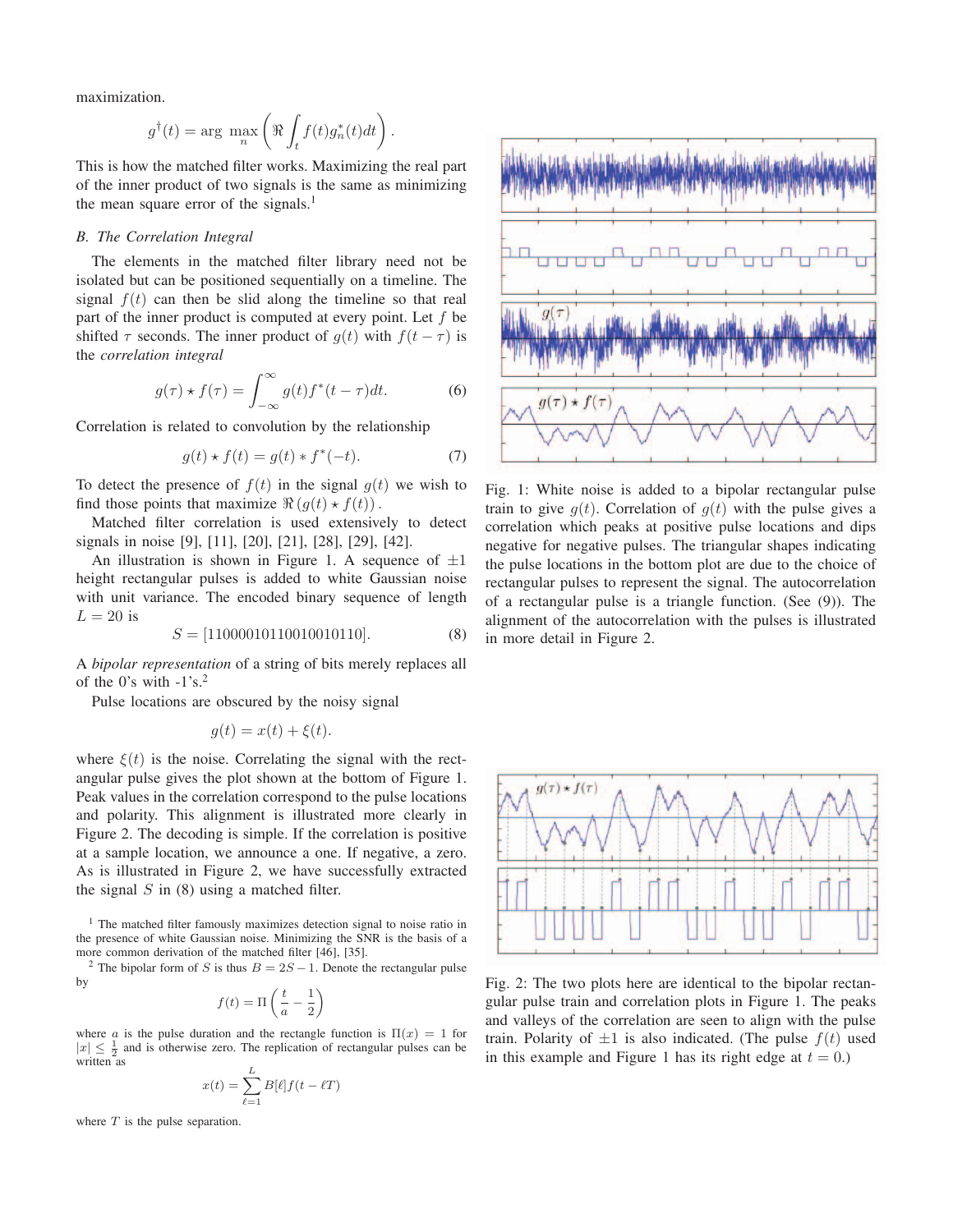maximization.

$$g^\dagger(t) = \arg \max_n \left( \Re \int_t f(t) g_n^*(t) dt \right).$$

This is how the matched filter works. Maximizing the real part of the inner product of two signals is the same as minimizing the mean square error of the signals.[1]

### B. The Correlation Integral

The elements in the matched filter library need not be isolated but can be positioned sequentially on a timeline. The signal $f(t)$ can then be slid along the timeline so that real part of the inner product is computed at every point. Let $f$ be shifted $\tau$ seconds. The inner product of $g(t)$ with $f(t-\tau)$ is the *correlation integral*

$$g(\tau) \star f(\tau) = \int_{-\infty}^{\infty} g(t) f^*(t-\tau) dt. \tag{6}$$

Correlation is related to convolution by the relationship

$$g(t) \star f(t) = g(t) * f^*(-t). \tag{7}$$

To detect the presence of $f(t)$ in the signal $g(t)$ we wish to find those points that maximize $\Re\left(g(t) \star f(t)\right)$.

Matched filter correlation is used extensively to detect signals in noise [9], [11], [20], [21], [28], [29], [42].

An illustration is shown in Figure 1. A sequence of $\pm 1$ height rectangular pulses is added to white Gaussian noise with unit variance. The encoded binary sequence of length $L = 20$ is

$$S = [11000010110010010110]. \tag{8}$$

A *bipolar representation* of a string of bits merely replaces all of the 0's with -1's.[2]

Pulse locations are obscured by the noisy signal

$$g(t) = x(t) + \xi(t).$$

where $\xi(t)$ is the noise. Correlating the signal with the rectangular pulse gives the plot shown at the bottom of Figure 1. Peak values in the correlation correspond to the pulse locations and polarity. This alignment is illustrated more clearly in Figure 2. The decoding is simple. If the correlation is positive at a sample location, we announce a one. If negative, a zero. As is illustrated in Figure 2, we have successfully extracted the signal $S$ in (8) using a matched filter.

[1] The matched filter famously maximizes detection signal to noise ratio in the presence of white Gaussian noise. Minimizing the SNR is the basis of a more common derivation of the matched filter [46], [35].

[2] The bipolar form of $S$ is thus $B = 2S - 1$. Denote the rectangular pulse by

$$f(t) = \Pi\left(\frac{t}{a} - \frac{1}{2}\right)$$

where $a$ is the pulse duration and the rectangle function is $\Pi(x) = 1$ for $|x| \leq \frac{1}{2}$ and is otherwise zero. The replication of rectangular pulses can be written as

$$x(t) = \sum_{\ell=1}^{L} B[\ell] f(t - \ell T)$$

where $T$ is the pulse separation.

Fig. 1: White noise is added to a bipolar rectangular pulse train to give $g(t)$. Correlation of $g(t)$ with the pulse gives a correlation which peaks at positive pulse locations and dips negative for negative pulses. The triangular shapes indicating the pulse locations in the bottom plot are due to the choice of rectangular pulses to represent the signal. The autocorrelation of a rectangular pulse is a triangle function. (See (9)). The alignment of the autocorrelation with the pulses is illustrated in more detail in Figure 2.

Fig. 2: The two plots here are identical to the bipolar rectangular pulse train and correlation plots in Figure 1. The peaks and valleys of the correlation are seen to align with the pulse train. Polarity of $\pm 1$ is also indicated. (The pulse $f(t)$ used in this example and Figure 1 has its right edge at $t = 0$.)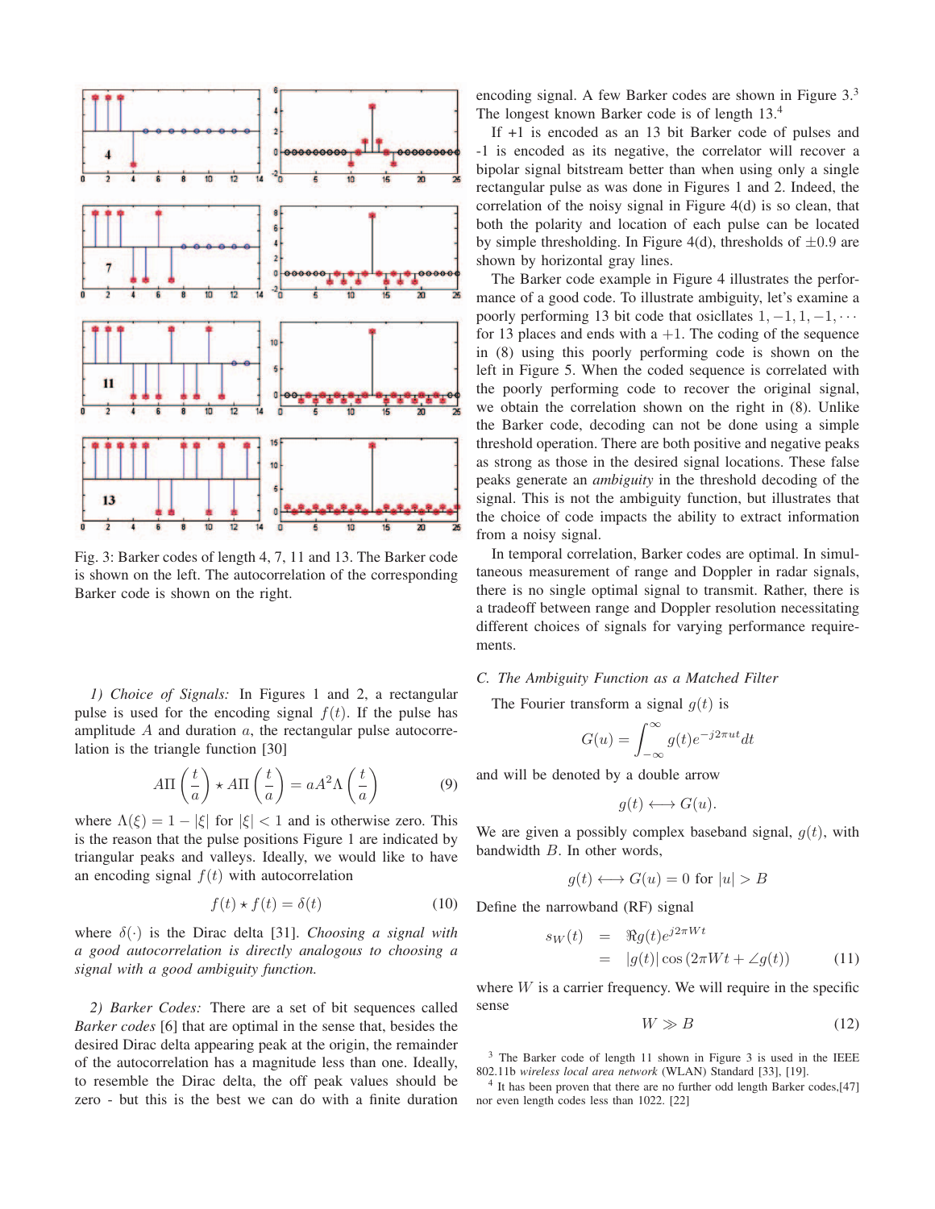Fig. 3: Barker codes of length 4, 7, 11 and 13. The Barker code is shown on the left. The autocorrelation of the corresponding Barker code is shown on the right.

*1) Choice of Signals:* In Figures 1 and 2, a rectangular pulse is used for the encoding signal $f(t)$. If the pulse has amplitude $A$ and duration $a$, the rectangular pulse autocorrelation is the triangle function [30]

$$A\Pi\left(\frac{t}{a}\right) \star A\Pi\left(\frac{t}{a}\right) = aA^2\Lambda\left(\frac{t}{a}\right) \tag{9}$$

where $\Lambda(\xi) = 1 - |\xi|$ for $|\xi| < 1$ and is otherwise zero. This is the reason that the pulse positions Figure 1 are indicated by triangular peaks and valleys. Ideally, we would like to have an encoding signal $f(t)$ with autocorrelation

$$f(t) \star f(t) = \delta(t) \tag{10}$$

where $\delta(\cdot)$ is the Dirac delta [31]. *Choosing a signal with a good autocorrelation is directly analogous to choosing a signal with a good ambiguity function.*

*2) Barker Codes:* There are a set of bit sequences called *Barker codes* [6] that are optimal in the sense that, besides the desired Dirac delta appearing peak at the origin, the remainder of the autocorrelation has a magnitude less than one. Ideally, to resemble the Dirac delta, the off peak values should be zero - but this is the best we can do with a finite duration encoding signal. A few Barker codes are shown in Figure 3.[3] The longest known Barker code is of length 13.[4]

If +1 is encoded as an 13 bit Barker code of pulses and -1 is encoded as its negative, the correlator will recover a bipolar signal bitstream better than when using only a single rectangular pulse as was done in Figures 1 and 2. Indeed, the correlation of the noisy signal in Figure 4(d) is so clean, that both the polarity and location of each pulse can be located by simple thresholding. In Figure 4(d), thresholds of $\pm 0.9$ are shown by horizontal gray lines.

The Barker code example in Figure 4 illustrates the performance of a good code. To illustrate ambiguity, let's examine a poorly performing 13 bit code that osicllates $1, -1, 1, -1, \cdots$ for 13 places and ends with a $+1$. The coding of the sequence in (8) using this poorly performing code is shown on the left in Figure 5. When the coded sequence is correlated with the poorly performing code to recover the original signal, we obtain the correlation shown on the right in (8). Unlike the Barker code, decoding can not be done using a simple threshold operation. There are both positive and negative peaks as strong as those in the desired signal locations. These false peaks generate an *ambiguity* in the threshold decoding of the signal. This is not the ambiguity function, but illustrates that the choice of code impacts the ability to extract information from a noisy signal.

In temporal correlation, Barker codes are optimal. In simultaneous measurement of range and Doppler in radar signals, there is no single optimal signal to transmit. Rather, there is a tradeoff between range and Doppler resolution necessitating different choices of signals for varying performance requirements.

### C. The Ambiguity Function as a Matched Filter

The Fourier transform a signal $g(t)$ is

$$G(u) = \int_{-\infty}^{\infty} g(t)e^{-j2\pi ut}dt$$

and will be denoted by a double arrow

$$g(t) \longleftrightarrow G(u).$$

We are given a possibly complex baseband signal, $g(t)$, with bandwidth $B$. In other words,

$$g(t) \longleftrightarrow G(u) = 0 \text{ for } |u| > B$$

Define the narrowband (RF) signal

$$\begin{aligned} s_W(t) &= \Re g(t)e^{j2\pi Wt} \\ &= |g(t)| \cos\left(2\pi Wt + \angle g(t)\right) \end{aligned} \tag{11}$$

where $W$ is a carrier frequency. We will require in the specific sense

$$W \gg B \tag{12}$$

[3] The Barker code of length 11 shown in Figure 3 is used in the IEEE 802.11b *wireless local area network* (WLAN) Standard [33], [19].

[4] It has been proven that there are no further odd length Barker codes,[47] nor even length codes less than 1022. [22]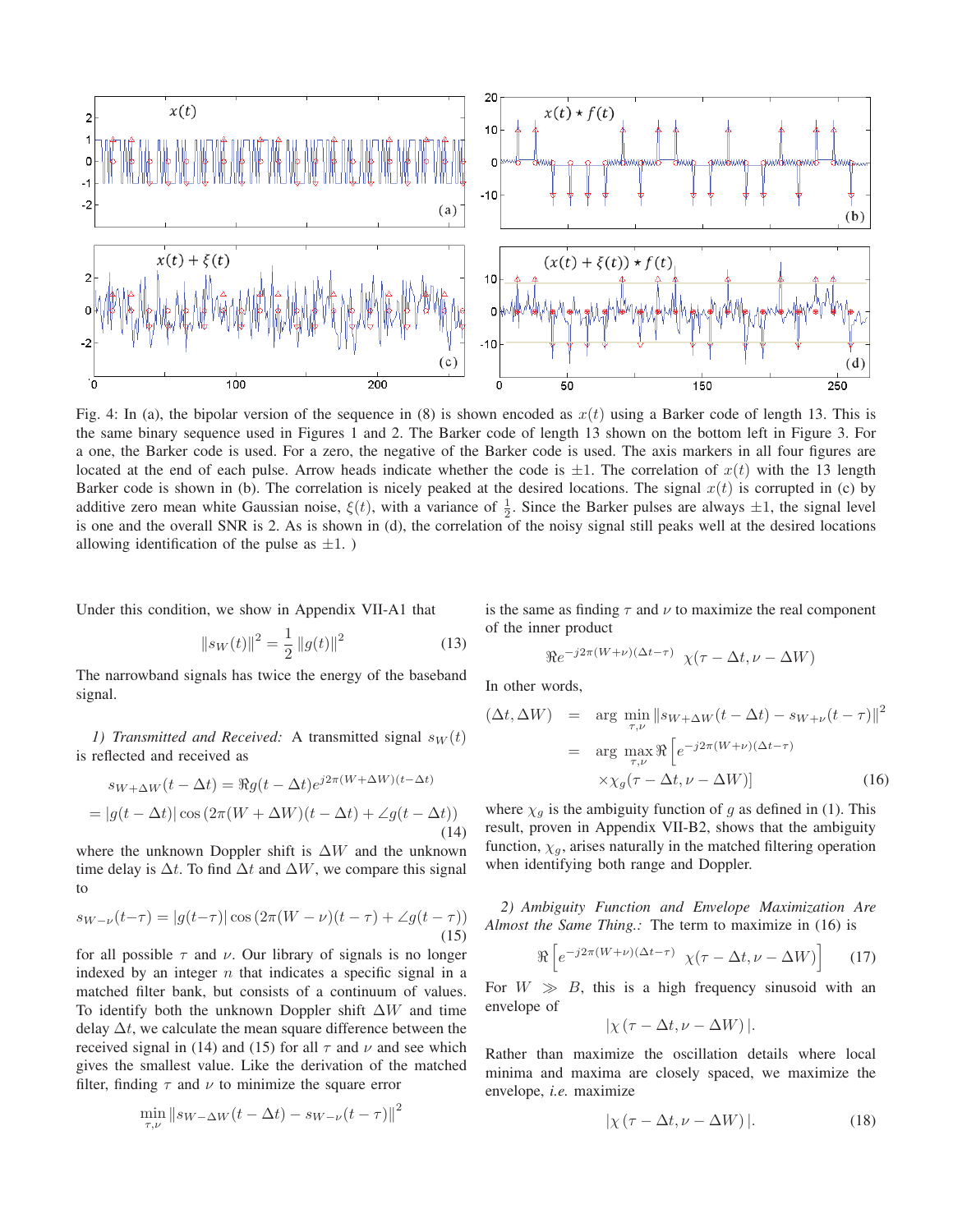Fig. 4: In (a), the bipolar version of the sequence in (8) is shown encoded as $x(t)$ using a Barker code of length 13. This is the same binary sequence used in Figures 1 and 2. The Barker code of length 13 shown on the bottom left in Figure 3. For a one, the Barker code is used. For a zero, the negative of the Barker code is used. The axis markers in all four figures are located at the end of each pulse. Arrow heads indicate whether the code is $\pm 1$. The correlation of $x(t)$ with the 13 length Barker code is shown in (b). The correlation is nicely peaked at the desired locations. The signal $x(t)$ is corrupted in (c) by additive zero mean white Gaussian noise, $\xi(t)$, with a variance of $\frac{1}{2}$. Since the Barker pulses are always $\pm 1$, the signal level is one and the overall SNR is 2. As is shown in (d), the correlation of the noisy signal still peaks well at the desired locations allowing identification of the pulse as $\pm 1$. )

Under this condition, we show in Appendix VII-A1 that

$$\|s_W(t)\|^2 = \frac{1}{2}\|g(t)\|^2 \tag{13}$$

The narrowband signals has twice the energy of the baseband signal.

*1) Transmitted and Received:* A transmitted signal $s_W(t)$ is reflected and received as

$$\begin{aligned} s_{W+\Delta W}(t-\Delta t) &= \Re g(t-\Delta t) e^{j2\pi(W+\Delta W)(t-\Delta t)} \\ &= |g(t-\Delta t)| \cos\left(2\pi(W+\Delta W)(t-\Delta t) + \angle g(t-\Delta t)\right) \end{aligned} \tag{14}$$

where the unknown Doppler shift is $\Delta W$ and the unknown time delay is $\Delta t$. To find $\Delta t$ and $\Delta W$, we compare this signal to

$$s_{W-\nu}(t-\tau) = |g(t-\tau)| \cos\left(2\pi(W-\nu)(t-\tau) + \angle g(t-\tau)\right) \tag{15}$$

for all possible $\tau$ and $\nu$. Our library of signals is no longer indexed by an integer $n$ that indicates a specific signal in a matched filter bank, but consists of a continuum of values. To identify both the unknown Doppler shift $\Delta W$ and time delay $\Delta t$, we calculate the mean square difference between the received signal in (14) and (15) for all $\tau$ and $\nu$ and see which gives the smallest value. Like the derivation of the matched filter, finding $\tau$ and $\nu$ to minimize the square error

$$\min_{\tau,\nu} \|s_{W-\Delta W}(t-\Delta t) - s_{W-\nu}(t-\tau)\|^2$$

is the same as finding $\tau$ and $\nu$ to maximize the real component of the inner product

$$\Re e^{-j2\pi(W+\nu)(\Delta t-\tau)} \ \chi(\tau-\Delta t, \nu-\Delta W)$$

In other words,

$$\begin{aligned} (\Delta t, \Delta W) &= \arg\min_{\tau,\nu} \|s_{W+\Delta W}(t-\Delta t) - s_{W+\nu}(t-\tau)\|^2 \\ &= \arg\max_{\tau,\nu} \Re\left[e^{-j2\pi(W+\nu)(\Delta t-\tau)} \right. \\ &\quad \left. \times \chi_g(\tau-\Delta t, \nu-\Delta W)\right] \end{aligned} \tag{16}$$

where $\chi_g$ is the ambiguity function of $g$ as defined in (1). This result, proven in Appendix VII-B2, shows that the ambiguity function, $\chi_g$, arises naturally in the matched filtering operation when identifying both range and Doppler.

*2) Ambiguity Function and Envelope Maximization Are Almost the Same Thing.:* The term to maximize in (16) is

$$\Re\left[e^{-j2\pi(W+\nu)(\Delta t-\tau)} \ \chi(\tau-\Delta t, \nu-\Delta W)\right] \tag{17}$$

For $W \gg B$, this is a high frequency sinusoid with an envelope of

$$|\chi(\tau-\Delta t, \nu-\Delta W)|.$$

Rather than maximize the oscillation details where local minima and maxima are closely spaced, we maximize the envelope, *i.e.* maximize

$$|\chi(\tau-\Delta t, \nu-\Delta W)|. \tag{18}$$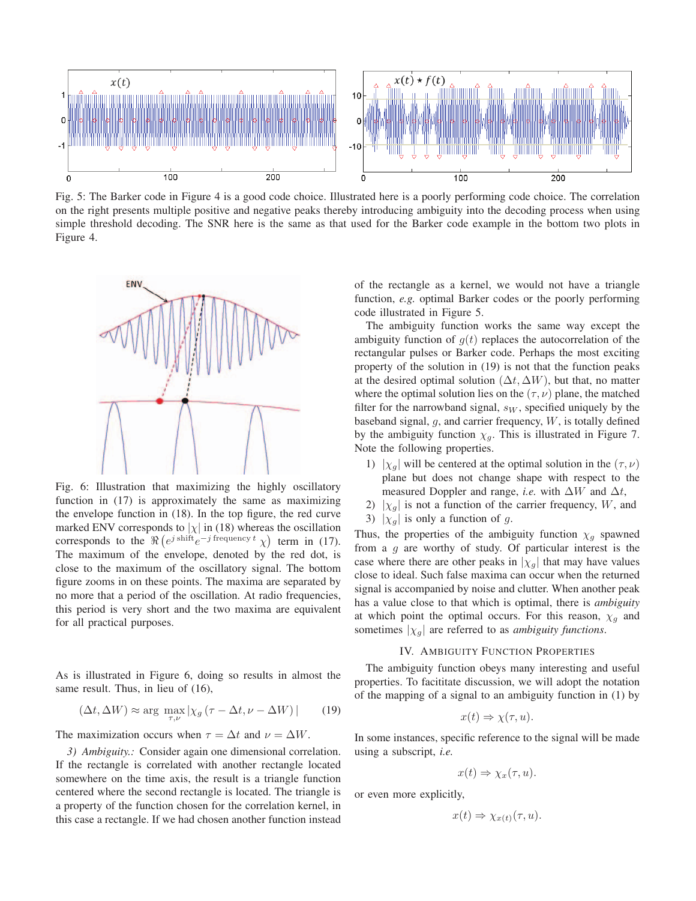Fig. 5: The Barker code in Figure 4 is a good code choice. Illustrated here is a poorly performing code choice. The correlation on the right presents multiple positive and negative peaks thereby introducing ambiguity into the decoding process when using simple threshold decoding. The SNR here is the same as that used for the Barker code example in the bottom two plots in Figure 4.

Fig. 6: Illustration that maximizing the highly oscillatory function in (17) is approximately the same as maximizing the envelope function in (18). In the top figure, the red curve marked ENV corresponds to $|\chi|$ in (18) whereas the oscillation corresponds to the $\Re\left(e^{j\,\text{shift}}e^{-j\,\text{frequency}\,t}\,\chi\right)$ term in (17). The maximum of the envelope, denoted by the red dot, is close to the maximum of the oscillatory signal. The bottom figure zooms in on these points. The maxima are separated by no more that a period of the oscillation. At radio frequencies, this period is very short and the two maxima are equivalent for all practical purposes.

As is illustrated in Figure 6, doing so results in almost the same result. Thus, in lieu of (16),

$$(\Delta t, \Delta W) \approx \arg \max_{\tau,\nu} |\chi_g(\tau - \Delta t, \nu - \Delta W)| \qquad (19)$$

The maximization occurs when $\tau = \Delta t$ and $\nu = \Delta W$.

*3) Ambiguity.:* Consider again one dimensional correlation. If the rectangle is correlated with another rectangle located somewhere on the time axis, the result is a triangle function centered where the second rectangle is located. The triangle is a property of the function chosen for the correlation kernel, in this case a rectangle. If we had chosen another function instead of the rectangle as a kernel, we would not have a triangle function, *e.g.* optimal Barker codes or the poorly performing code illustrated in Figure 5.

The ambiguity function works the same way except the ambiguity function of $g(t)$ replaces the autocorrelation of the rectangular pulses or Barker code. Perhaps the most exciting property of the solution in (19) is not that the function peaks at the desired optimal solution $(\Delta t, \Delta W)$, but that, no matter where the optimal solution lies on the $(\tau, \nu)$ plane, the matched filter for the narrowband signal, $s_W$, specified uniquely by the baseband signal, $g$, and carrier frequency, $W$, is totally defined by the ambiguity function $\chi_g$. This is illustrated in Figure 7. Note the following properties.

1) $|\chi_g|$ will be centered at the optimal solution in the $(\tau, \nu)$ plane but does not change shape with respect to the measured Doppler and range, *i.e.* with $\Delta W$ and $\Delta t$,
2) $|\chi_g|$ is not a function of the carrier frequency, $W$, and
3) $|\chi_g|$ is only a function of $g$.

Thus, the properties of the ambiguity function $\chi_g$ spawned from a $g$ are worthy of study. Of particular interest is the case where there are other peaks in $|\chi_g|$ that may have values close to ideal. Such false maxima can occur when the returned signal is accompanied by noise and clutter. When another peak has a value close to that which is optimal, there is *ambiguity* at which point the optimal occurs. For this reason, $\chi_g$ and sometimes $|\chi_g|$ are referred to as *ambiguity functions*.

## IV. Ambiguity Function Properties

The ambiguity function obeys many interesting and useful properties. To facititate discussion, we will adopt the notation of the mapping of a signal to an ambiguity function in (1) by

$$x(t) \Rightarrow \chi(\tau, u).$$

In some instances, specific reference to the signal will be made using a subscript, *i.e.*

$$x(t) \Rightarrow \chi_x(\tau, u).$$

or even more explicitly,

$$x(t) \Rightarrow \chi_{x(t)}(\tau, u).$$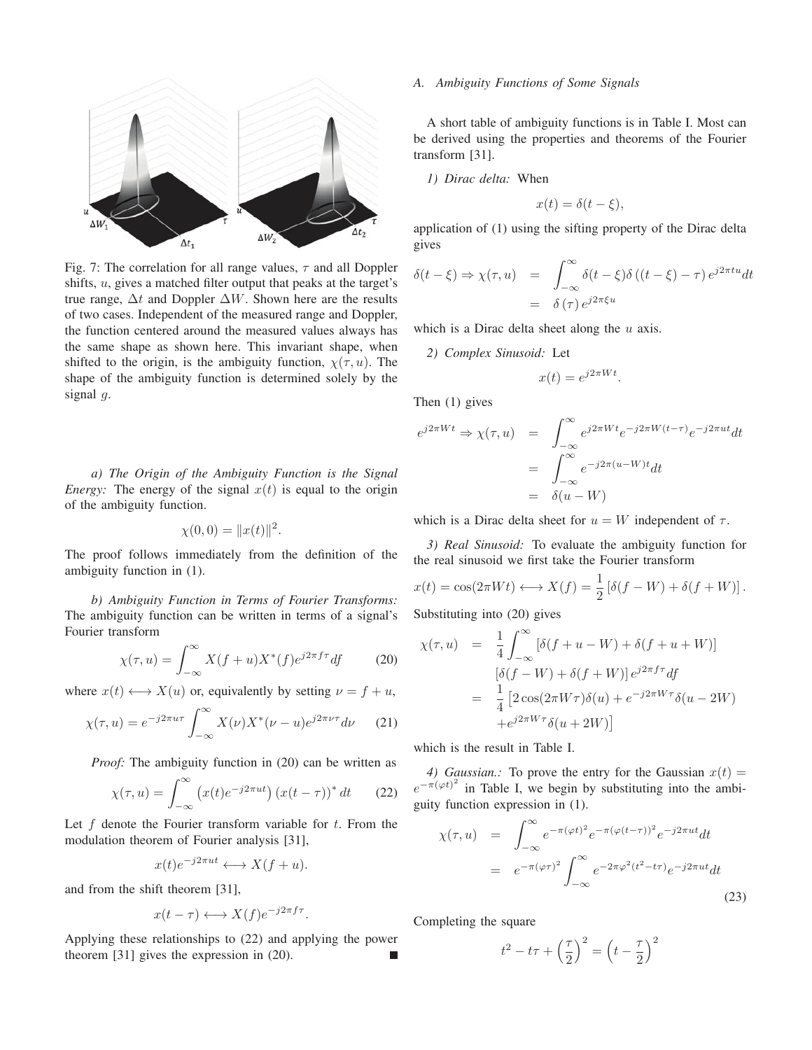Fig. 7: The correlation for all range values, $\tau$ and all Doppler shifts, $u$, gives a matched filter output that peaks at the target's true range, $\Delta t$ and Doppler $\Delta W$. Shown here are the results of two cases. Independent of the measured range and Doppler, the function centered around the measured values always has the same shape as shown here. This invariant shape, when shifted to the origin, is the ambiguity function, $\chi(\tau, u)$. The shape of the ambiguity function is determined solely by the signal $g$.

*a) The Origin of the Ambiguity Function is the Signal Energy:* The energy of the signal $x(t)$ is equal to the origin of the ambiguity function.

$$\chi(0,0) = \|x(t)\|^2.$$

The proof follows immediately from the definition of the ambiguity function in (1).

*b) Ambiguity Function in Terms of Fourier Transforms:* The ambiguity function can be written in terms of a signal's Fourier transform

$$\chi(\tau, u) = \int_{-\infty}^{\infty} X(f+u)X^*(f)e^{j2\pi f\tau} df \tag{20}$$

where $x(t) \longleftrightarrow X(u)$ or, equivalently by setting $\nu = f + u$,

$$\chi(\tau, u) = e^{-j2\pi u\tau} \int_{-\infty}^{\infty} X(\nu)X^*(\nu - u)e^{j2\pi\nu\tau} d\nu \tag{21}$$

*Proof:* The ambiguity function in (20) can be written as

$$\chi(\tau, u) = \int_{-\infty}^{\infty} \left(x(t)e^{-j2\pi ut}\right)\left(x(t-\tau)\right)^* dt \tag{22}$$

Let $f$ denote the Fourier transform variable for $t$. From the modulation theorem of Fourier analysis [31],

$$x(t)e^{-j2\pi ut} \longleftrightarrow X(f+u).$$

and from the shift theorem [31],

$$x(t-\tau) \longleftrightarrow X(f)e^{-j2\pi f\tau}.$$

Applying these relationships to (22) and applying the power theorem [31] gives the expression in (20). ■

### A. Ambiguity Functions of Some Signals

A short table of ambiguity functions is in Table I. Most can be derived using the properties and theorems of the Fourier transform [31].

*1) Dirac delta:* When

$$x(t) = \delta(t - \xi),$$

application of (1) using the sifting property of the Dirac delta gives

$$\begin{aligned} \delta(t-\xi) \Rightarrow \chi(\tau, u) &= \int_{-\infty}^{\infty} \delta(t-\xi)\delta\left((t-\xi)-\tau\right)e^{j2\pi tu} dt \\ &= \delta(\tau)\, e^{j2\pi\xi u} \end{aligned}$$

which is a Dirac delta sheet along the $u$ axis.

*2) Complex Sinusoid:* Let

$$x(t) = e^{j2\pi Wt}.$$

Then (1) gives

$$\begin{aligned} e^{j2\pi Wt} \Rightarrow \chi(\tau, u) &= \int_{-\infty}^{\infty} e^{j2\pi Wt}e^{-j2\pi W(t-\tau)}e^{-j2\pi ut} dt \\ &= \int_{-\infty}^{\infty} e^{-j2\pi(u-W)t} dt \\ &= \delta(u - W) \end{aligned}$$

which is a Dirac delta sheet for $u = W$ independent of $\tau$.

*3) Real Sinusoid:* To evaluate the ambiguity function for the real sinusoid we first take the Fourier transform

$$x(t) = \cos(2\pi Wt) \longleftrightarrow X(f) = \frac{1}{2}\left[\delta(f-W) + \delta(f+W)\right].$$

Substituting into (20) gives

$$\begin{aligned} \chi(\tau, u) &= \frac{1}{4}\int_{-\infty}^{\infty} \left[\delta(f+u-W) + \delta(f+u+W)\right] \\ &\quad \left[\delta(f-W) + \delta(f+W)\right] e^{j2\pi f\tau} df \\ &= \frac{1}{4}\left[2\cos(2\pi W\tau)\delta(u) + e^{-j2\pi W\tau}\delta(u-2W)\right. \\ &\quad \left. + e^{j2\pi W\tau}\delta(u+2W)\right] \end{aligned}$$

which is the result in Table I.

*4) Gaussian.:* To prove the entry for the Gaussian $x(t) = e^{-\pi(\varphi t)^2}$ in Table I, we begin by substituting into the ambiguity function expression in (1).

$$\begin{aligned} \chi(\tau, u) &= \int_{-\infty}^{\infty} e^{-\pi(\varphi t)^2}e^{-\pi(\varphi(t-\tau))^2}e^{-j2\pi ut} dt \\ &= e^{-\pi(\varphi\tau)^2}\int_{-\infty}^{\infty} e^{-2\pi\varphi^2(t^2 - t\tau)}e^{-j2\pi ut} dt \end{aligned} \tag{23}$$

Completing the square

$$t^2 - t\tau + \left(\frac{\tau}{2}\right)^2 = \left(t - \frac{\tau}{2}\right)^2$$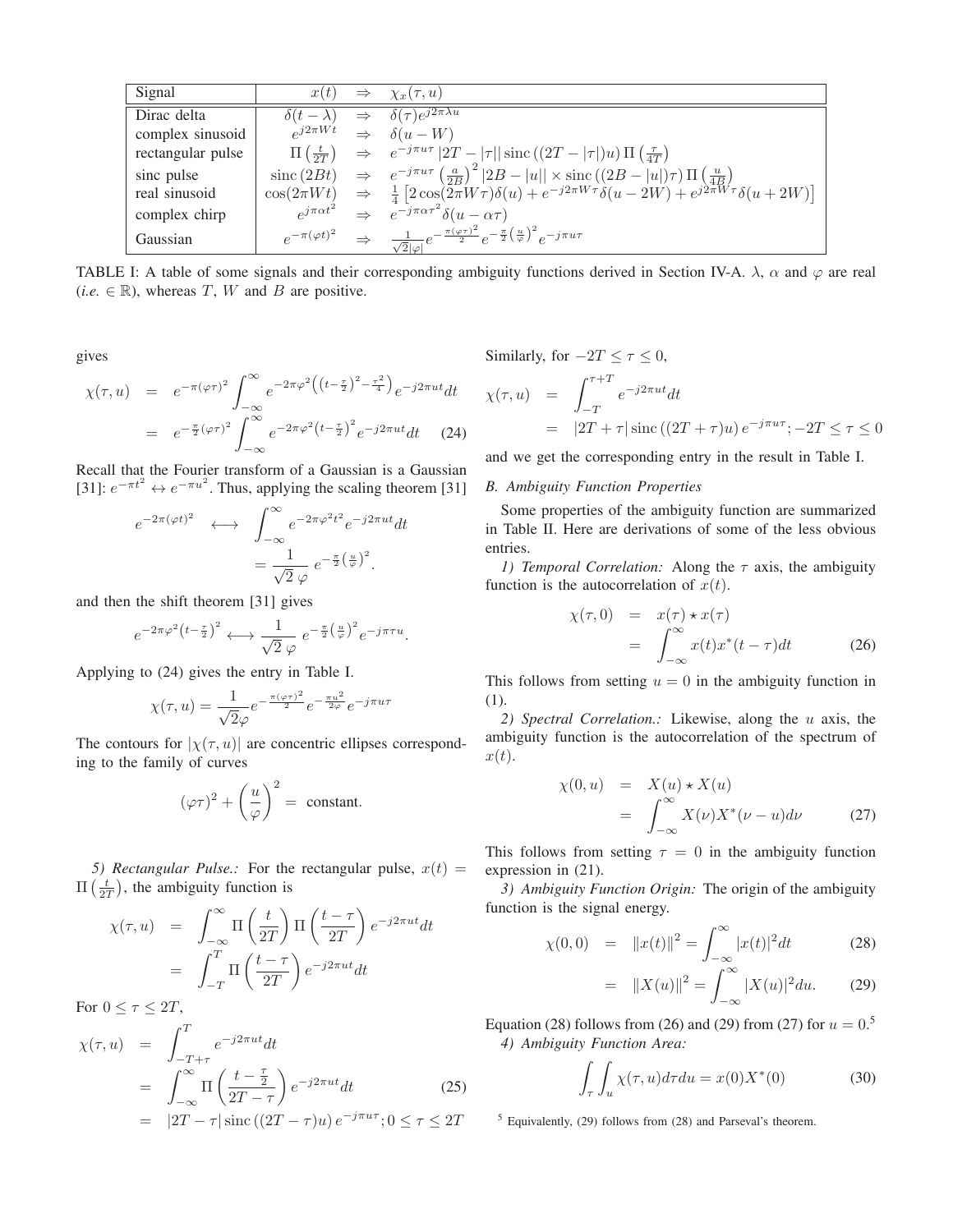| Signal | $x(t)$ | $\Rightarrow$ | $\chi_x(\tau, u)$ |
|---|---|---|---|
| Dirac delta | $\delta(t-\lambda)$ | $\Rightarrow$ | $\delta(\tau)e^{j2\pi\lambda u}$ |
| complex sinusoid | $e^{j2\pi Wt}$ | $\Rightarrow$ | $\delta(u-W)$ |
| rectangular pulse | $\Pi\left(\frac{t}{2T}\right)$ | $\Rightarrow$ | $e^{-j\pi u\tau}\,\lvert 2T-\lvert\tau\rvert\rvert\,\mathrm{sinc}\left((2T-\lvert\tau\rvert)u\right)\Pi\left(\frac{\tau}{4T}\right)$ |
| sinc pulse | $\mathrm{sinc}\,(2Bt)$ | $\Rightarrow$ | $e^{-j\pi u\tau}\left(\frac{a}{2B}\right)^2\lvert 2B-\lvert u\rvert\rvert \times \mathrm{sinc}\left((2B-\lvert u\rvert)\tau\right)\Pi\left(\frac{u}{4B}\right)$ |
| real sinusoid | $\cos(2\pi Wt)$ | $\Rightarrow$ | $\frac{1}{4}\left[2\cos(2\pi W\tau)\delta(u)+e^{-j2\pi W\tau}\delta(u-2W)+e^{j2\pi W\tau}\delta(u+2W)\right]$ |
| complex chirp | $e^{j\pi\alpha t^2}$ | $\Rightarrow$ | $e^{-j\pi\alpha\tau^2}\delta(u-\alpha\tau)$ |
| Gaussian | $e^{-\pi(\varphi t)^2}$ | $\Rightarrow$ | $\frac{1}{\sqrt{2}\lvert\varphi\rvert}e^{-\frac{\pi(\varphi\tau)^2}{2}}e^{-\frac{\pi}{2}\left(\frac{u}{\varphi}\right)^2}e^{-j\pi u\tau}$ |

TABLE I: A table of some signals and their corresponding ambiguity functions derived in Section IV-A. $\lambda$, $\alpha$ and $\varphi$ are real (*i.e.* $\in \mathbb{R}$), whereas $T$, $W$ and $B$ are positive.

gives

$$\begin{aligned}\chi(\tau,u) &= e^{-\pi(\varphi\tau)^2}\int_{-\infty}^{\infty} e^{-2\pi\varphi^2\left(\left(t-\frac{\tau}{2}\right)^2-\frac{\tau^2}{4}\right)}e^{-j2\pi ut}dt \\ &= e^{-\frac{\pi}{2}(\varphi\tau)^2}\int_{-\infty}^{\infty} e^{-2\pi\varphi^2\left(t-\frac{\tau}{2}\right)^2}e^{-j2\pi ut}dt \qquad (24)\end{aligned}$$

Recall that the Fourier transform of a Gaussian is a Gaussian [31]: $e^{-\pi t^2} \leftrightarrow e^{-\pi u^2}$. Thus, applying the scaling theorem [31]

$$\begin{aligned}e^{-2\pi(\varphi t)^2} \quad \longleftrightarrow \quad & \int_{-\infty}^{\infty} e^{-2\pi\varphi^2 t^2}e^{-j2\pi ut}dt \\ &= \frac{1}{\sqrt{2}\,\varphi}\; e^{-\frac{\pi}{2}\left(\frac{u}{\varphi}\right)^2}.\end{aligned}$$

and then the shift theorem [31] gives

$$e^{-2\pi\varphi^2\left(t-\frac{\tau}{2}\right)^2} \longleftrightarrow \frac{1}{\sqrt{2}\,\varphi}\; e^{-\frac{\pi}{2}\left(\frac{u}{\varphi}\right)^2}e^{-j\pi\tau u}.$$

Applying to (24) gives the entry in Table I.

$$\chi(\tau,u) = \frac{1}{\sqrt{2}\varphi}e^{-\frac{\pi(\varphi\tau)^2}{2}}e^{-\frac{\pi u^2}{2\varphi}}e^{-j\pi u\tau}$$

The contours for $|\chi(\tau,u)|$ are concentric ellipses corresponding to the family of curves

$$(\varphi\tau)^2 + \left(\frac{u}{\varphi}\right)^2 = \text{ constant.}$$

*5) Rectangular Pulse.:* For the rectangular pulse, $x(t) = \Pi\left(\frac{t}{2T}\right)$, the ambiguity function is

$$\begin{aligned}\chi(\tau,u) &= \int_{-\infty}^{\infty}\Pi\left(\frac{t}{2T}\right)\Pi\left(\frac{t-\tau}{2T}\right)e^{-j2\pi ut}dt \\ &= \int_{-T}^{T}\Pi\left(\frac{t-\tau}{2T}\right)e^{-j2\pi ut}dt\end{aligned}$$

For $0 \le \tau \le 2T$,

$$\begin{aligned}\chi(\tau,u) &= \int_{-T+\tau}^{T} e^{-j2\pi ut}dt \\ &= \int_{-\infty}^{\infty}\Pi\left(\frac{t-\frac{\tau}{2}}{2T-\tau}\right)e^{-j2\pi ut}dt \qquad (25) \\ &= |2T-\tau|\,\mathrm{sinc}\left((2T-\tau)u\right)e^{-j\pi u\tau};\, 0\le\tau\le 2T\end{aligned}$$

Similarly, for $-2T \le \tau \le 0$,

$$\begin{aligned}\chi(\tau,u) &= \int_{-T}^{\tau+T} e^{-j2\pi ut}dt \\ &= |2T+\tau|\,\mathrm{sinc}\left((2T+\tau)u\right)e^{-j\pi u\tau};\, -2T\le\tau\le 0\end{aligned}$$

and we get the corresponding entry in the result in Table I.

### *B. Ambiguity Function Properties*

Some properties of the ambiguity function are summarized in Table II. Here are derivations of some of the less obvious entries.

*1) Temporal Correlation:* Along the $\tau$ axis, the ambiguity function is the autocorrelation of $x(t)$.

$$\begin{aligned}\chi(\tau,0) &= x(\tau) \star x(\tau) \\ &= \int_{-\infty}^{\infty} x(t)x^*(t-\tau)dt \qquad (26)\end{aligned}$$

This follows from setting $u = 0$ in the ambiguity function in (1).

*2) Spectral Correlation.:* Likewise, along the $u$ axis, the ambiguity function is the autocorrelation of the spectrum of $x(t)$.

$$\begin{aligned}\chi(0,u) &= X(u) \star X(u) \\ &= \int_{-\infty}^{\infty} X(\nu)X^*(\nu-u)d\nu \qquad (27)\end{aligned}$$

This follows from setting $\tau = 0$ in the ambiguity function expression in (21).

*3) Ambiguity Function Origin:* The origin of the ambiguity function is the signal energy.

$$\begin{aligned}\chi(0,0) &= \|x(t)\|^2 = \int_{-\infty}^{\infty}|x(t)|^2dt \qquad (28) \\ &= \|X(u)\|^2 = \int_{-\infty}^{\infty}|X(u)|^2du. \qquad (29)\end{aligned}$$

Equation (28) follows from (26) and (29) from (27) for $u = 0$.[5]

*4) Ambiguity Function Area:*

$$\int_\tau\int_u \chi(\tau,u)d\tau du = x(0)X^*(0) \qquad (30)$$

[5] Equivalently, (29) follows from (28) and Parseval's theorem.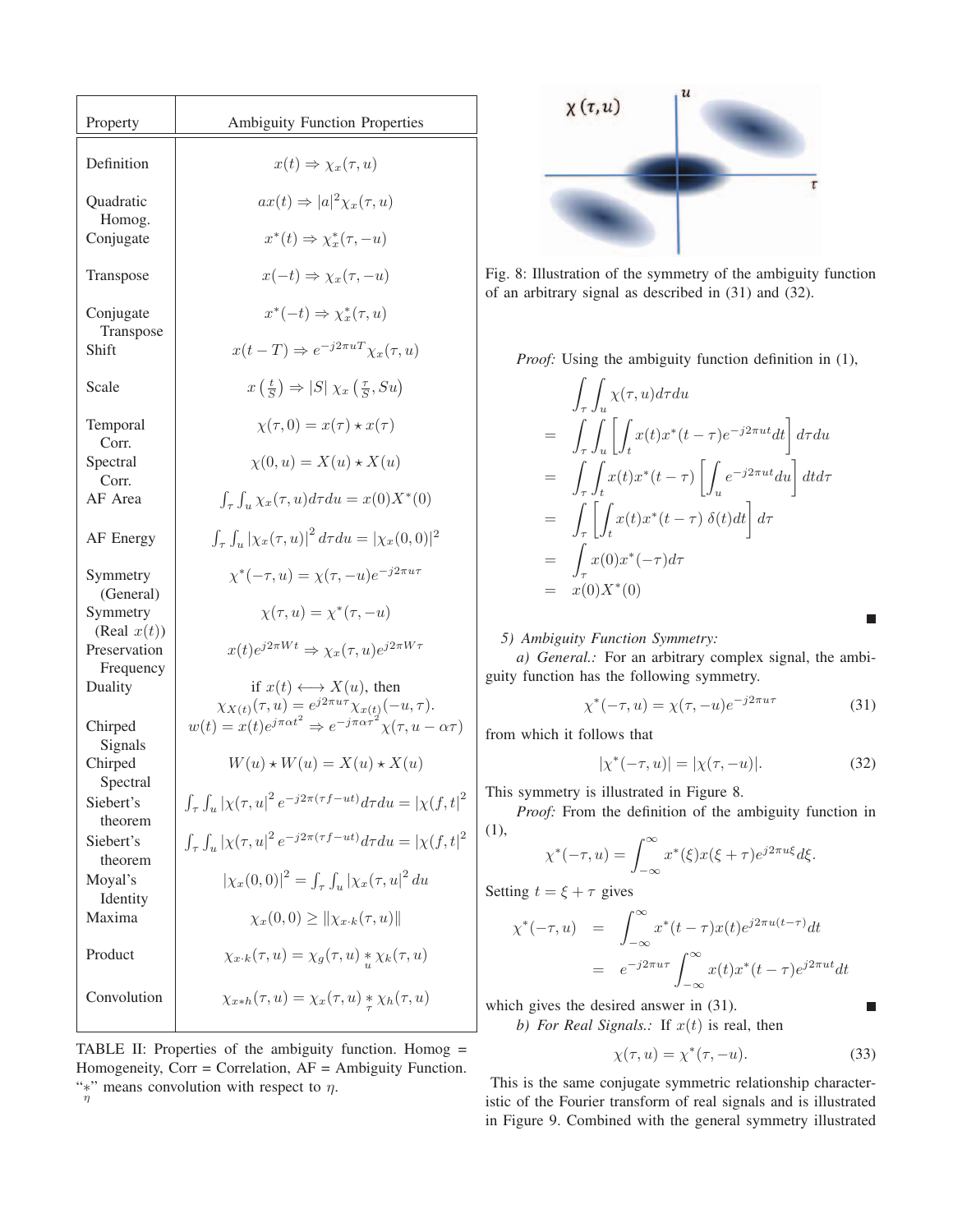| Property | Ambiguity Function Properties |
|---|---|
| Definition | $x(t) \Rightarrow \chi_x(\tau,u)$ |
| Quadratic Homog. | $ax(t) \Rightarrow \|a\|^2\chi_x(\tau,u)$ |
| Conjugate | $x^*(t) \Rightarrow \chi_x^*(\tau,-u)$ |
| Transpose | $x(-t) \Rightarrow \chi_x(\tau,-u)$ |
| Conjugate Transpose | $x^*(-t) \Rightarrow \chi_x^*(\tau,u)$ |
| Shift | $x(t-T) \Rightarrow e^{-j2\pi uT}\chi_x(\tau,u)$ |
| Scale | $x\left(\frac{t}{S}\right) \Rightarrow \|S\|\ \chi_x\left(\frac{\tau}{S},Su\right)$ |
| Temporal Corr. | $\chi(\tau,0) = x(\tau)\star x(\tau)$ |
| Spectral Corr. | $\chi(0,u) = X(u)\star X(u)$ |
| AF Area | $\int_\tau\int_u \chi_x(\tau,u)d\tau du = x(0)X^*(0)$ |
| AF Energy | $\int_\tau\int_u \|\chi_x(\tau,u)\|^2 d\tau du = \|\chi_x(0,0)\|^2$ |
| Symmetry (General) | $\chi^*(-\tau,u) = \chi(\tau,-u)e^{-j2\pi u\tau}$ |
| Symmetry (Real $x(t)$) | $\chi(\tau,u) = \chi^*(\tau,-u)$ |
| Preservation Frequency | $x(t)e^{j2\pi Wt} \Rightarrow \chi_x(\tau,u)e^{j2\pi W\tau}$ |
| Duality | if $x(t)\longleftrightarrow X(u)$, then $\chi_{X(t)}(\tau,u) = e^{j2\pi u\tau}\chi_{x(t)}(-u,\tau)$. |
| Chirped Signals | $w(t)=x(t)e^{j\pi\alpha t^2} \Rightarrow e^{-j\pi\alpha\tau^2}\chi(\tau,u-\alpha\tau)$ |
| Chirped Spectral | $W(u)\star W(u) = X(u)\star X(u)$ |
| Siebert's theorem | $\int_\tau\int_u \|\chi(\tau,u\|^2 e^{-j2\pi(\tau f-ut)}d\tau du = \|\chi(f,t\|^2$ |
| Siebert's theorem | $\int_\tau\int_u \|\chi(\tau,u\|^2 e^{-j2\pi(\tau f-ut)}d\tau du = \|\chi(f,t\|^2$ |
| Moyal's Identity | $\|\chi_x(0,0)\|^2 = \int_\tau\int_u \|\chi_x(\tau,u\|^2 du$ |
| Maxima | $\chi_x(0,0) \geq \\|\chi_{x\cdot k}(\tau,u)\\|$ |
| Product | $\chi_{x\cdot k}(\tau,u) = \chi_g(\tau,u) \underset{u}{*} \chi_k(\tau,u)$ |
| Convolution | $\chi_{x*h}(\tau,u) = \chi_x(\tau,u) \underset{\tau}{*} \chi_h(\tau,u)$ |

TABLE II: Properties of the ambiguity function. Homog = Homogeneity, Corr = Correlation, AF = Ambiguity Function. "$\underset{\eta}{*}$" means convolution with respect to $\eta$.

Fig. 8: Illustration of the symmetry of the ambiguity function of an arbitrary signal as described in (31) and (32).

*Proof:* Using the ambiguity function definition in (1),

$$\begin{aligned}
&\int_\tau\int_u \chi(\tau,u)d\tau du \\
=&\int_\tau\int_u\left[\int_t x(t)x^*(t-\tau)e^{-j2\pi ut}dt\right]d\tau du \\
=&\int_\tau\int_t x(t)x^*(t-\tau)\left[\int_u e^{-j2\pi ut}du\right]dtd\tau \\
=&\int_\tau\left[\int_t x(t)x^*(t-\tau)\ \delta(t)dt\right]d\tau \\
=&\int_\tau x(0)x^*(-\tau)d\tau \\
=&\ x(0)X^*(0)
\end{aligned}$$

■

*5) Ambiguity Function Symmetry:*

*a) General.:* For an arbitrary complex signal, the ambiguity function has the following symmetry.

$$\chi^*(-\tau,u) = \chi(\tau,-u)e^{-j2\pi u\tau} \tag{31}$$

from which it follows that

$$|\chi^*(-\tau,u)| = |\chi(\tau,-u)|. \tag{32}$$

This symmetry is illustrated in Figure 8.

*Proof:* From the definition of the ambiguity function in (1),

$$\chi^*(-\tau,u) = \int_{-\infty}^{\infty} x^*(\xi)x(\xi+\tau)e^{j2\pi u\xi}d\xi.$$

Setting $t=\xi+\tau$ gives

$$\begin{aligned}
\chi^*(-\tau,u) &= \int_{-\infty}^{\infty} x^*(t-\tau)x(t)e^{j2\pi u(t-\tau)}dt \\
&= e^{-j2\pi u\tau}\int_{-\infty}^{\infty} x(t)x^*(t-\tau)e^{j2\pi ut}dt
\end{aligned}$$

which gives the desired answer in (31). ■

*b) For Real Signals.:* If $x(t)$ is real, then

$$\chi(\tau,u) = \chi^*(\tau,-u). \tag{33}$$

This is the same conjugate symmetric relationship characteristic of the Fourier transform of real signals and is illustrated in Figure 9. Combined with the general symmetry illustrated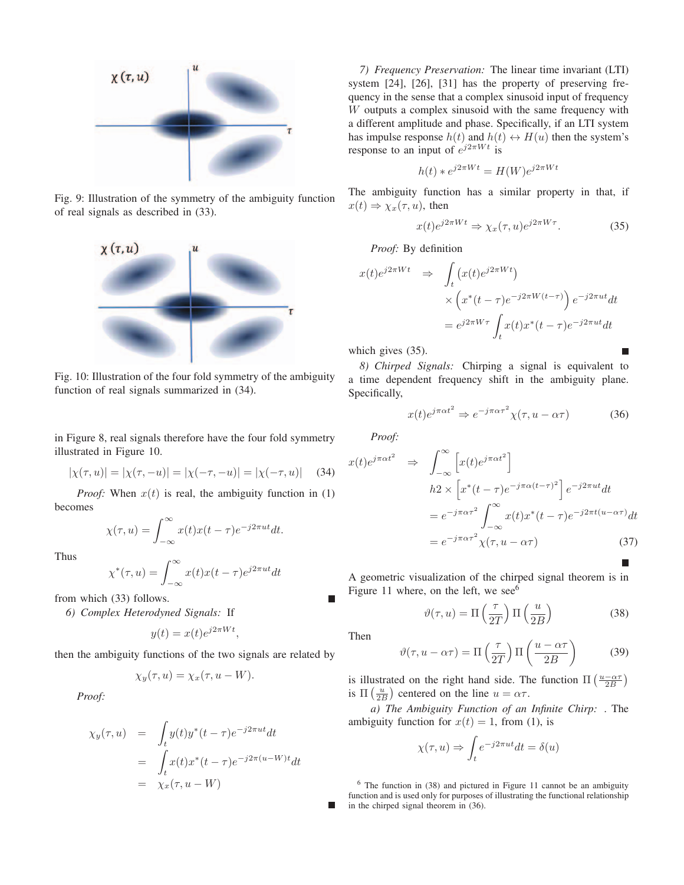Fig. 9: Illustration of the symmetry of the ambiguity function of real signals as described in (33).

Fig. 10: Illustration of the four fold symmetry of the ambiguity function of real signals summarized in (34).

in Figure 8, real signals therefore have the four fold symmetry illustrated in Figure 10.

$$|\chi(\tau,u)| = |\chi(\tau,-u)| = |\chi(-\tau,-u)| = |\chi(-\tau,u)| \quad (34)$$

*Proof:* When $x(t)$ is real, the ambiguity function in (1) becomes

$$\chi(\tau,u) = \int_{-\infty}^{\infty} x(t)x(t-\tau)e^{-j2\pi ut}dt.$$

Thus

$$\chi^*(\tau,u) = \int_{-\infty}^{\infty} x(t)x(t-\tau)e^{j2\pi ut}dt$$

from which (33) follows. ■

*6) Complex Heterodyned Signals:* If

$$y(t) = x(t)e^{j2\pi Wt},$$

then the ambiguity functions of the two signals are related by

$$\chi_y(\tau,u) = \chi_x(\tau,u-W).$$

*Proof:*

$$\begin{aligned}
\chi_y(\tau,u) &= \int_t y(t)y^*(t-\tau)e^{-j2\pi ut}dt \\
&= \int_t x(t)x^*(t-\tau)e^{-j2\pi(u-W)t}dt \\
&= \chi_x(\tau,u-W)
\end{aligned}$$

■

*7) Frequency Preservation:* The linear time invariant (LTI) system [24], [26], [31] has the property of preserving frequency in the sense that a complex sinusoid input of frequency $W$ outputs a complex sinusoid with the same frequency with a different amplitude and phase. Specifically, if an LTI system has impulse response $h(t)$ and $h(t) \leftrightarrow H(u)$ then the system's response to an input of $e^{j2\pi Wt}$ is

$$h(t) * e^{j2\pi Wt} = H(W)e^{j2\pi Wt}$$

The ambiguity function has a similar property in that, if $x(t) \Rightarrow \chi_x(\tau,u)$, then

$$x(t)e^{j2\pi Wt} \Rightarrow \chi_x(\tau,u)e^{j2\pi W\tau}. \quad (35)$$

*Proof:* By definition

$$\begin{aligned}
x(t)e^{j2\pi Wt} \quad \Rightarrow \quad & \int_t \left(x(t)e^{j2\pi Wt}\right) \\
& \times \left(x^*(t-\tau)e^{-j2\pi W(t-\tau)}\right)e^{-j2\pi ut}dt \\
& = e^{j2\pi W\tau}\int_t x(t)x^*(t-\tau)e^{-j2\pi ut}dt
\end{aligned}$$

which gives (35). ■

*8) Chirped Signals:* Chirping a signal is equivalent to a time dependent frequency shift in the ambiguity plane. Specifically,

$$x(t)e^{j\pi\alpha t^2} \Rightarrow e^{-j\pi\alpha\tau^2}\chi(\tau,u-\alpha\tau) \quad (36)$$

*Proof:*

$$\begin{aligned}
x(t)e^{j\pi\alpha t^2} \quad \Rightarrow \quad & \int_{-\infty}^{\infty}\left[x(t)e^{j\pi\alpha t^2}\right] \\
& h2 \times \left[x^*(t-\tau)e^{-j\pi\alpha(t-\tau)^2}\right]e^{-j2\pi ut}dt \\
& = e^{-j\pi\alpha\tau^2}\int_{-\infty}^{\infty} x(t)x^*(t-\tau)e^{-j2\pi t(u-\alpha\tau)}dt \\
& = e^{-j\pi\alpha\tau^2}\chi(\tau,u-\alpha\tau) \quad (37)
\end{aligned}$$

■

A geometric visualization of the chirped signal theorem is in Figure 11 where, on the left, we see[6]

$$\vartheta(\tau,u) = \Pi\left(\frac{\tau}{2T}\right)\Pi\left(\frac{u}{2B}\right) \quad (38)$$

Then

$$\vartheta(\tau,u-\alpha\tau) = \Pi\left(\frac{\tau}{2T}\right)\Pi\left(\frac{u-\alpha\tau}{2B}\right) \quad (39)$$

is illustrated on the right hand side. The function $\Pi\left(\frac{u-\alpha\tau}{2B}\right)$ is $\Pi\left(\frac{u}{2B}\right)$ centered on the line $u = \alpha\tau$.

*a) The Ambiguity Function of an Infinite Chirp:* . The ambiguity function for $x(t) = 1$, from (1), is

$$\chi(\tau,u) \Rightarrow \int_t e^{-j2\pi ut}dt = \delta(u)$$

[6] The function in (38) and pictured in Figure 11 cannot be an ambiguity function and is used only for purposes of illustrating the functional relationship in the chirped signal theorem in (36).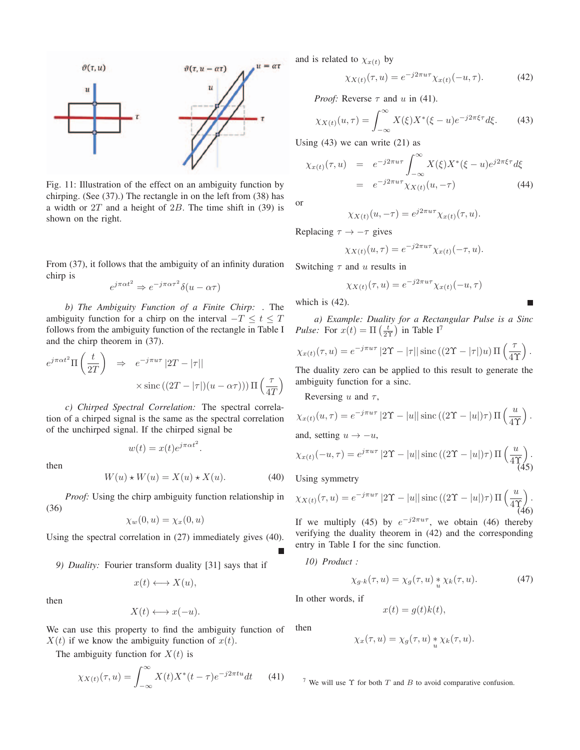Fig. 11: Illustration of the effect on an ambiguity function by chirping. (See (37).) The rectangle in on the left from (38) has a width or $2T$ and a height of $2B$. The time shift in (39) is shown on the right.

From (37), it follows that the ambiguity of an infinity duration chirp is

$$e^{j\pi\alpha t^2} \Rightarrow e^{-j\pi\alpha\tau^2}\delta(u-\alpha\tau)$$

*b) The Ambiguity Function of a Finite Chirp:* . The ambiguity function for a chirp on the interval $-T \leq t \leq T$ follows from the ambiguity function of the rectangle in Table I and the chirp theorem in (37).

$$e^{j\pi\alpha t^2}\Pi\left(\frac{t}{2T}\right) \quad \Rightarrow \quad e^{-j\pi u\tau}\left|2T-|\tau|\right| \times \text{sinc}\left((2T-|\tau|)(u-\alpha\tau)\right)\Pi\left(\frac{\tau}{4T}\right)$$

*c) Chirped Spectral Correlation:* The spectral correlation of a chirped signal is the same as the spectral correlation of the unchirped signal. If the chirped signal be

$$w(t) = x(t)e^{j\pi\alpha t^2}.$$

then

$$W(u) \star W(u) = X(u) \star X(u). \tag{40}$$

*Proof:* Using the chirp ambiguity function relationship in (36)

$$\chi_w(0,u) = \chi_x(0,u)$$

Using the spectral correlation in (27) immediately gives (40). ∎

*9) Duality:* Fourier transform duality [31] says that if

$$x(t) \longleftrightarrow X(u),$$

then

$$X(t) \longleftrightarrow x(-u).$$

We can use this property to find the ambiguity function of $X(t)$ if we know the ambiguity function of $x(t)$.

The ambiguity function for $X(t)$ is

$$\chi_{X(t)}(\tau,u) = \int_{-\infty}^{\infty} X(t)X^*(t-\tau)e^{-j2\pi tu}dt \tag{41}$$

and is related to $\chi_{x(t)}$ by

$$\chi_{X(t)}(\tau,u) = e^{-j2\pi u\tau}\chi_{x(t)}(-u,\tau). \tag{42}$$

*Proof:* Reverse $\tau$ and $u$ in (41).

$$\chi_{X(t)}(u,\tau) = \int_{-\infty}^{\infty} X(\xi)X^*(\xi-u)e^{-j2\pi\xi\tau}d\xi. \tag{43}$$

Using (43) we can write (21) as

$$\begin{aligned}\chi_{x(t)}(\tau,u) &= e^{-j2\pi u\tau}\int_{-\infty}^{\infty} X(\xi)X^*(\xi-u)e^{j2\pi\xi\tau}d\xi \\ &= e^{-j2\pi u\tau}\chi_{X(t)}(u,-\tau)\end{aligned} \tag{44}$$

or

$$\chi_{X(t)}(u,-\tau) = e^{j2\pi u\tau}\chi_{x(t)}(\tau,u).$$

Replacing $\tau \to -\tau$ gives

$$\chi_{X(t)}(u,\tau) = e^{-j2\pi u\tau}\chi_{x(t)}(-\tau,u).$$

Switching $\tau$ and $u$ results in

$$\chi_{X(t)}(\tau,u) = e^{-j2\pi u\tau}\chi_{x(t)}(-u,\tau)$$

which is (42). ∎

*a) Example: Duality for a Rectangular Pulse is a Sinc Pulse:* For $x(t) = \Pi\left(\frac{t}{2\Upsilon}\right)$ in Table I[7]

$$\chi_{x(t)}(\tau,u) = e^{-j\pi u\tau}\left|2\Upsilon-|\tau|\right|\text{sinc}\left((2\Upsilon-|\tau|)u\right)\Pi\left(\frac{\tau}{4\Upsilon}\right).$$

The duality zero can be applied to this result to generate the ambiguity function for a sinc.

Reversing $u$ and $\tau$,

$$\chi_{x(t)}(u,\tau) = e^{-j\pi u\tau}\left|2\Upsilon-|u|\right|\text{sinc}\left((2\Upsilon-|u|)\tau\right)\Pi\left(\frac{u}{4\Upsilon}\right).$$

and, setting $u \to -u$,

$$\chi_{x(t)}(-u,\tau) = e^{j\pi u\tau}\left|2\Upsilon-|u|\right|\text{sinc}\left((2\Upsilon-|u|)\tau\right)\Pi\left(\frac{u}{4\Upsilon}\right). \tag{45}$$

Using symmetry

$$\chi_{X(t)}(\tau,u) = e^{-j\pi u\tau}\left|2\Upsilon-|u|\right|\text{sinc}\left((2\Upsilon-|u|)\tau\right)\Pi\left(\frac{u}{4\Upsilon}\right). \tag{46}$$

If we multiply (45) by $e^{-j2\pi u\tau}$, we obtain (46) thereby verifying the duality theorem in (42) and the corresponding entry in Table I for the sinc function.

*10) Product :*

$$\chi_{g\cdot k}(\tau,u) = \chi_g(\tau,u) \underset{u}{*} \chi_k(\tau,u). \tag{47}$$

In other words, if

$$x(t) = g(t)k(t),$$

then

$$\chi_x(\tau,u) = \chi_g(\tau,u) \underset{u}{*} \chi_k(\tau,u).$$

[7] We will use $\Upsilon$ for both $T$ and $B$ to avoid comparative confusion.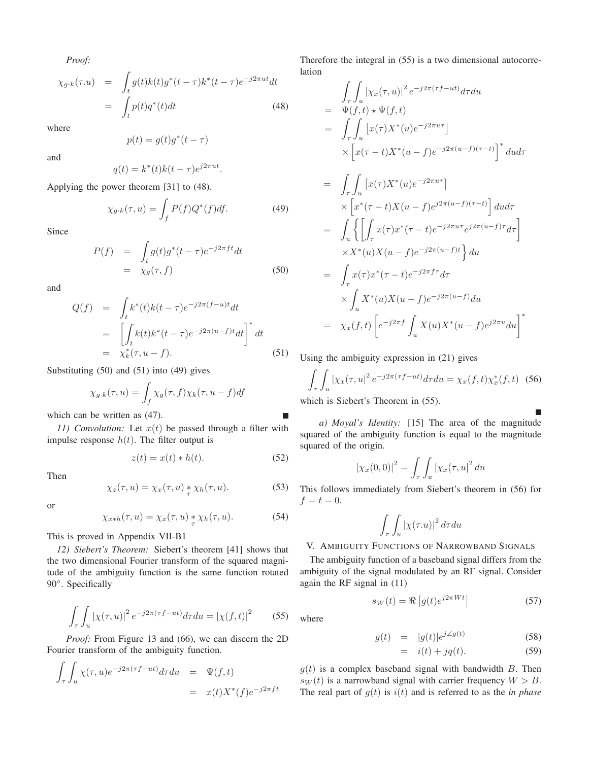*Proof:*

$$
\begin{aligned}
\chi_{g\cdot k}(\tau.u) &= \int_t g(t)k(t)g^*(t-\tau)k^*(t-\tau)e^{-j2\pi ut}dt \\
&= \int_t p(t)q^*(t)dt \qquad (48)
\end{aligned}
$$

where

$$
p(t) = g(t)g^*(t-\tau)
$$

and

$$
q(t) = k^*(t)k(t-\tau)e^{j2\pi ut}.
$$

Applying the power theorem [31] to (48).

$$
\chi_{g\cdot k}(\tau, u) = \int_f P(f)Q^*(f)df. \qquad (49)
$$

Since

$$
\begin{aligned}
P(f) &= \int_t g(t)g^*(t-\tau)e^{-j2\pi ft}dt \\
&= \chi_g(\tau, f) \qquad (50)
\end{aligned}
$$

and

$$
\begin{aligned}
Q(f) &= \int_t k^*(t)k(t-\tau)e^{-j2\pi(f-u)t}dt \\
&= \left[\int_t k(t)k^*(t-\tau)e^{-j2\pi(u-f)t}dt\right]^* dt \\
&= \chi_k^*(\tau, u-f). \qquad (51)
\end{aligned}
$$

Substituting (50) and (51) into (49) gives

$$
\chi_{g\cdot k}(\tau, u) = \int_f \chi_g(\tau, f)\chi_k(\tau, u-f)df
$$

which can be written as (47). ∎

*11) Convolution:* Let $x(t)$ be passed through a filter with impulse response $h(t)$. The filter output is

$$
z(t) = x(t) * h(t). \qquad (52)
$$

Then

$$
\chi_z(\tau, u) = \chi_x(\tau, u) \underset{\tau}{*} \chi_h(\tau, u). \qquad (53)
$$

or

$$
\chi_{x*h}(\tau, u) = \chi_x(\tau, u) \underset{\tau}{*} \chi_h(\tau, u). \qquad (54)
$$

This is proved in Appendix VII-B1

*12) Siebert's Theorem:* Siebert's theorem [41] shows that the two dimensional Fourier transform of the squared magnitude of the ambiguity function is the same function rotated 90°. Specifically

$$
\int_\tau \int_u |\chi(\tau, u)|^2 e^{-j2\pi(\tau f - ut)}d\tau du = |\chi(f, t)|^2 \qquad (55)
$$

*Proof:* From Figure 13 and (66), we can discern the 2D Fourier transform of the ambiguity function.

$$
\begin{aligned}
\int_\tau \int_u \chi(\tau, u)e^{-j2\pi(\tau f - ut)}d\tau du &= \Psi(f, t) \\
&= x(t)X^*(f)e^{-j2\pi ft}
\end{aligned}
$$

Therefore the integral in (55) is a two dimensional autocorrelation

$$
\begin{aligned}
&\int_\tau \int_u |\chi_x(\tau, u)|^2 e^{-j2\pi(\tau f - ut)}d\tau du \\
&= \Psi(f, t) \star \Psi(f, t) \\
&= \int_\tau \int_u \left[x(\tau)X^*(u)e^{-j2\pi u\tau}\right] \\
&\quad \times \left[x(\tau - t)X^*(u-f)e^{-j2\pi(u-f)(\tau-t)}\right]^* dud\tau \\
&= \int_\tau \int_u \left[x(\tau)X^*(u)e^{-j2\pi u\tau}\right] \\
&\quad \times \left[x^*(\tau - t)X(u-f)e^{j2\pi(u-f)(\tau-t)}\right] dud\tau \\
&= \int_u \left\{\left[\int_\tau x(\tau)x^*(\tau-t)e^{-j2\pi u\tau}e^{j2\pi(u-f)\tau}d\tau\right]\right. \\
&\quad \left. \times X^*(u)X(u-f)e^{-j2\pi(u-f)t}\right\} du \\
&= \int_\tau x(\tau)x^*(\tau-t)e^{-j2\pi f\tau}d\tau \\
&\quad \times \int_u X^*(u)X(u-f)e^{-j2\pi(u-f)}du \\
&= \chi_x(f, t)\left[e^{-j2\pi f}\int_u X(u)X^*(u-f)e^{j2\pi u}du\right]^*
\end{aligned}
$$

Using the ambiguity expression in (21) gives

$$
\int_\tau \int_u |\chi_x(\tau, u|^2 e^{-j2\pi(\tau f - ut)}d\tau du = \chi_x(f, t)\chi_x^*(f, t) \quad (56)
$$

which is Siebert's Theorem in (55). ∎

*a) Moyal's Identity:* [15] The area of the magnitude squared of the ambiguity function is equal to the magnitude squared of the origin.

$$
|\chi_x(0, 0)|^2 = \int_\tau \int_u |\chi_x(\tau, u|^2 du
$$

This follows immediately from Siebert's theorem in (56) for $f = t = 0$.

$$
\int_\tau \int_u |\chi(\tau.u)|^2 d\tau du
$$

## V. Ambiguity Functions of Narrowband Signals

The ambiguity function of a baseband signal differs from the ambiguity of the signal modulated by an RF signal. Consider again the RF signal in (11)

$$
s_W(t) = \Re\left[g(t)e^{j2\pi Wt}\right] \qquad (57)
$$

where

$$
\begin{aligned}
g(t) &= |g(t)|e^{j\angle g(t)} \qquad (58) \\
&= i(t) + jq(t). \qquad (59)
\end{aligned}
$$

$g(t)$ is a complex baseband signal with bandwidth $B$. Then $s_W(t)$ is a narrowband signal with carrier frequency $W > B$. The real part of $g(t)$ is $i(t)$ and is referred to as the *in phase*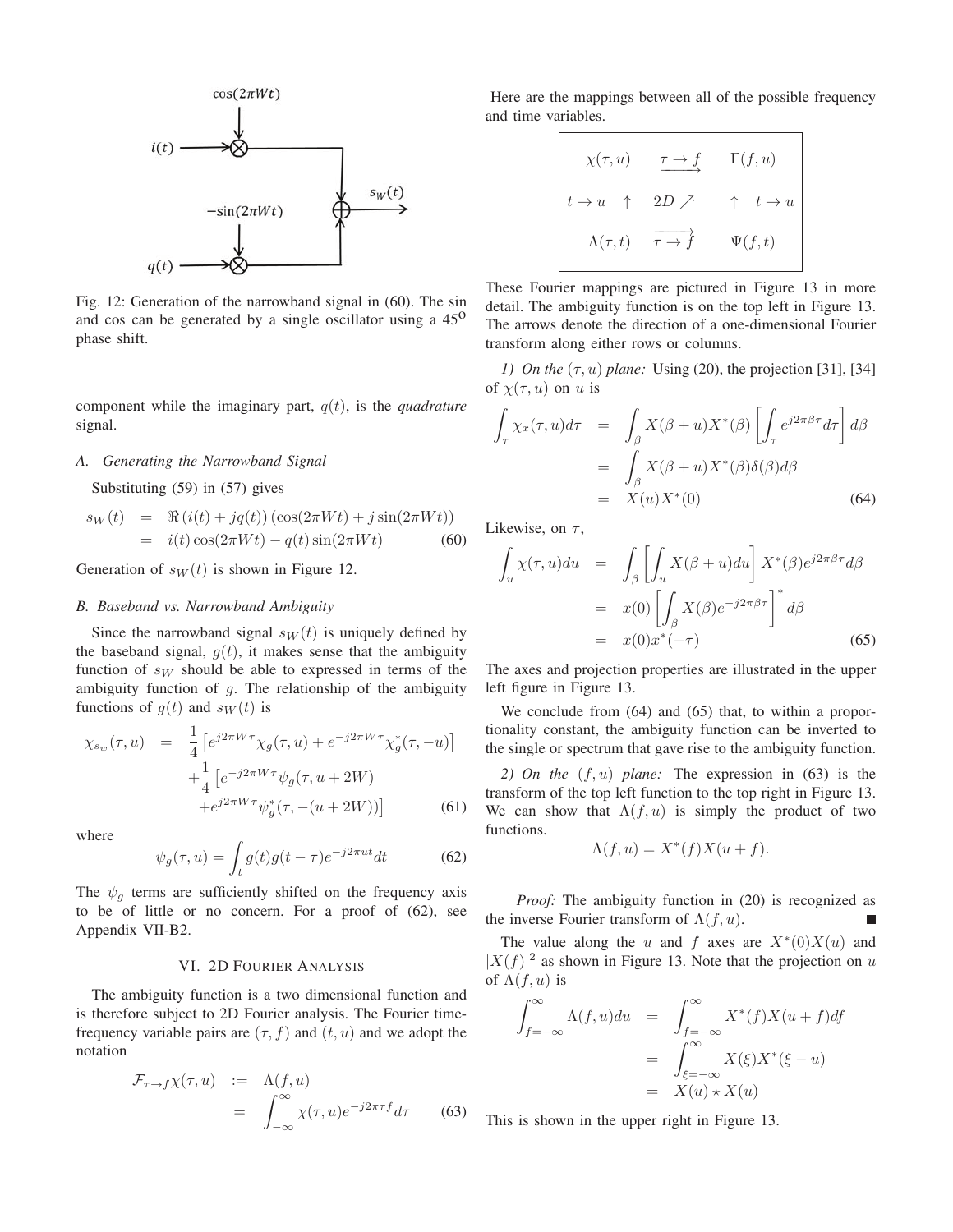Fig. 12: Generation of the narrowband signal in (60). The sin and cos can be generated by a single oscillator using a $45^{\mathrm{O}}$ phase shift.

component while the imaginary part, $q(t)$, is the *quadrature* signal.

### A. Generating the Narrowband Signal

Substituting (59) in (57) gives

$$
\begin{aligned}
s_W(t) &= \Re\left(i(t) + jq(t)\right)\left(\cos(2\pi W t) + j\sin(2\pi W t)\right) \\
&= i(t)\cos(2\pi W t) - q(t)\sin(2\pi W t) \qquad (60)
\end{aligned}
$$

Generation of $s_W(t)$ is shown in Figure 12.

### B. Baseband vs. Narrowband Ambiguity

Since the narrowband signal $s_W(t)$ is uniquely defined by the baseband signal, $g(t)$, it makes sense that the ambiguity function of $s_W$ should be able to expressed in terms of the ambiguity function of $g$. The relationship of the ambiguity functions of $g(t)$ and $s_W(t)$ is

$$
\begin{aligned}
\chi_{s_w}(\tau, u) &= \frac{1}{4}\left[e^{j2\pi W\tau}\chi_g(\tau, u) + e^{-j2\pi W\tau}\chi_g^*(\tau, -u)\right] \\
&+ \frac{1}{4}\left[e^{-j2\pi W\tau}\psi_g(\tau, u + 2W)\right. \\
&\left.+ e^{j2\pi W\tau}\psi_g^*(\tau, -(u + 2W))\right] \qquad (61)
\end{aligned}
$$

where

$$
\psi_g(\tau, u) = \int_t g(t)g(t-\tau)e^{-j2\pi u t}dt \qquad (62)
$$

The $\psi_g$ terms are sufficiently shifted on the frequency axis to be of little or no concern. For a proof of (62), see Appendix VII-B2.

## VI. 2D Fourier Analysis

The ambiguity function is a two dimensional function and is therefore subject to 2D Fourier analysis. The Fourier time-frequency variable pairs are $(\tau, f)$ and $(t, u)$ and we adopt the notation

$$
\begin{aligned}
\mathcal{F}_{\tau\to f}\chi(\tau, u) &:= \Lambda(f, u) \\
&= \int_{-\infty}^{\infty}\chi(\tau, u)e^{-j2\pi\tau f}d\tau \qquad (63)
\end{aligned}
$$

Here are the mappings between all of the possible frequency and time variables.

| $\chi(\tau, u)$ | $\xrightarrow{\tau \to f}$ | $\Gamma(f, u)$ |
|---|---|---|
| $t \to u \ \uparrow$ | $2D \nearrow$ | $\uparrow \ t \to u$ |
| $\Lambda(\tau, t)$ | $\xrightarrow{\tau \to f}$ | $\Psi(f, t)$ |

These Fourier mappings are pictured in Figure 13 in more detail. The ambiguity function is on the top left in Figure 13. The arrows denote the direction of a one-dimensional Fourier transform along either rows or columns.

*1) On the $(\tau, u)$ plane:* Using (20), the projection [31], [34] of $\chi(\tau, u)$ on $u$ is

$$
\begin{aligned}
\int_\tau \chi_x(\tau, u)d\tau &= \int_\beta X(\beta + u)X^*(\beta)\left[\int_\tau e^{j2\pi\beta\tau}d\tau\right]d\beta \\
&= \int_\beta X(\beta + u)X^*(\beta)\delta(\beta)d\beta \\
&= X(u)X^*(0) \qquad (64)
\end{aligned}
$$

Likewise, on $\tau$,

$$
\begin{aligned}
\int_u \chi(\tau, u)du &= \int_\beta\left[\int_u X(\beta + u)du\right]X^*(\beta)e^{j2\pi\beta\tau}d\beta \\
&= x(0)\left[\int_\beta X(\beta)e^{-j2\pi\beta\tau}\right]^* d\beta \\
&= x(0)x^*(-\tau) \qquad (65)
\end{aligned}
$$

The axes and projection properties are illustrated in the upper left figure in Figure 13.

We conclude from (64) and (65) that, to within a proportionality constant, the ambiguity function can be inverted to the single or spectrum that gave rise to the ambiguity function.

*2) On the $(f, u)$ plane:* The expression in (63) is the transform of the top left function to the top right in Figure 13. We can show that $\Lambda(f, u)$ is simply the product of two functions.

$$
\Lambda(f, u) = X^*(f)X(u + f).
$$

*Proof:* The ambiguity function in (20) is recognized as the inverse Fourier transform of $\Lambda(f, u)$. ∎

The value along the $u$ and $f$ axes are $X^*(0)X(u)$ and $|X(f)|^2$ as shown in Figure 13. Note that the projection on $u$ of $\Lambda(f, u)$ is

$$
\begin{aligned}
\int_{f=-\infty}^{\infty}\Lambda(f, u)du &= \int_{f=-\infty}^{\infty}X^*(f)X(u + f)df \\
&= \int_{\xi=-\infty}^{\infty}X(\xi)X^*(\xi - u) \\
&= X(u) \star X(u)
\end{aligned}
$$

This is shown in the upper right in Figure 13.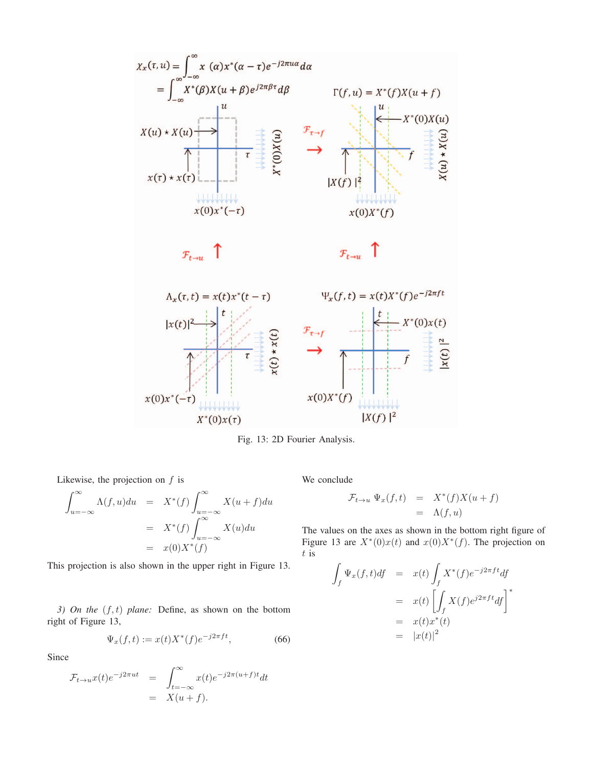Fig. 13: 2D Fourier Analysis.

Likewise, the projection on $f$ is

$$
\begin{aligned}
\int_{u=-\infty}^{\infty} \Lambda(f,u)du &= X^*(f)\int_{u=-\infty}^{\infty} X(u+f)du \\
&= X^*(f)\int_{u=-\infty}^{\infty} X(u)du \\
&= x(0)X^*(f)
\end{aligned}
$$

This projection is also shown in the upper right in Figure 13.

*3) On the $(f,t)$ plane:* Define, as shown on the bottom right of Figure 13,

$$
\Psi_x(f,t) := x(t)X^*(f)e^{-j2\pi ft}, \tag{66}
$$

Since

$$
\begin{aligned}
\mathcal{F}_{t\to u} x(t)e^{-j2\pi ut} &= \int_{t=-\infty}^{\infty} x(t)e^{-j2\pi(u+f)t}dt \\
&= X(u+f).
\end{aligned}
$$

We conclude

$$
\begin{aligned}
\mathcal{F}_{t\to u}\, \Psi_x(f,t) &= X^*(f)X(u+f) \\
&= \Lambda(f,u)
\end{aligned}
$$

The values on the axes as shown in the bottom right figure of Figure 13 are $X^*(0)x(t)$ and $x(0)X^*(f)$. The projection on $t$ is

$$
\begin{aligned}
\int_f \Psi_x(f,t)df &= x(t)\int_f X^*(f)e^{-j2\pi ft}df \\
&= x(t)\left[\int_f X(f)e^{j2\pi ft}df\right]^* \\
&= x(t)x^*(t) \\
&= |x(t)|^2
\end{aligned}
$$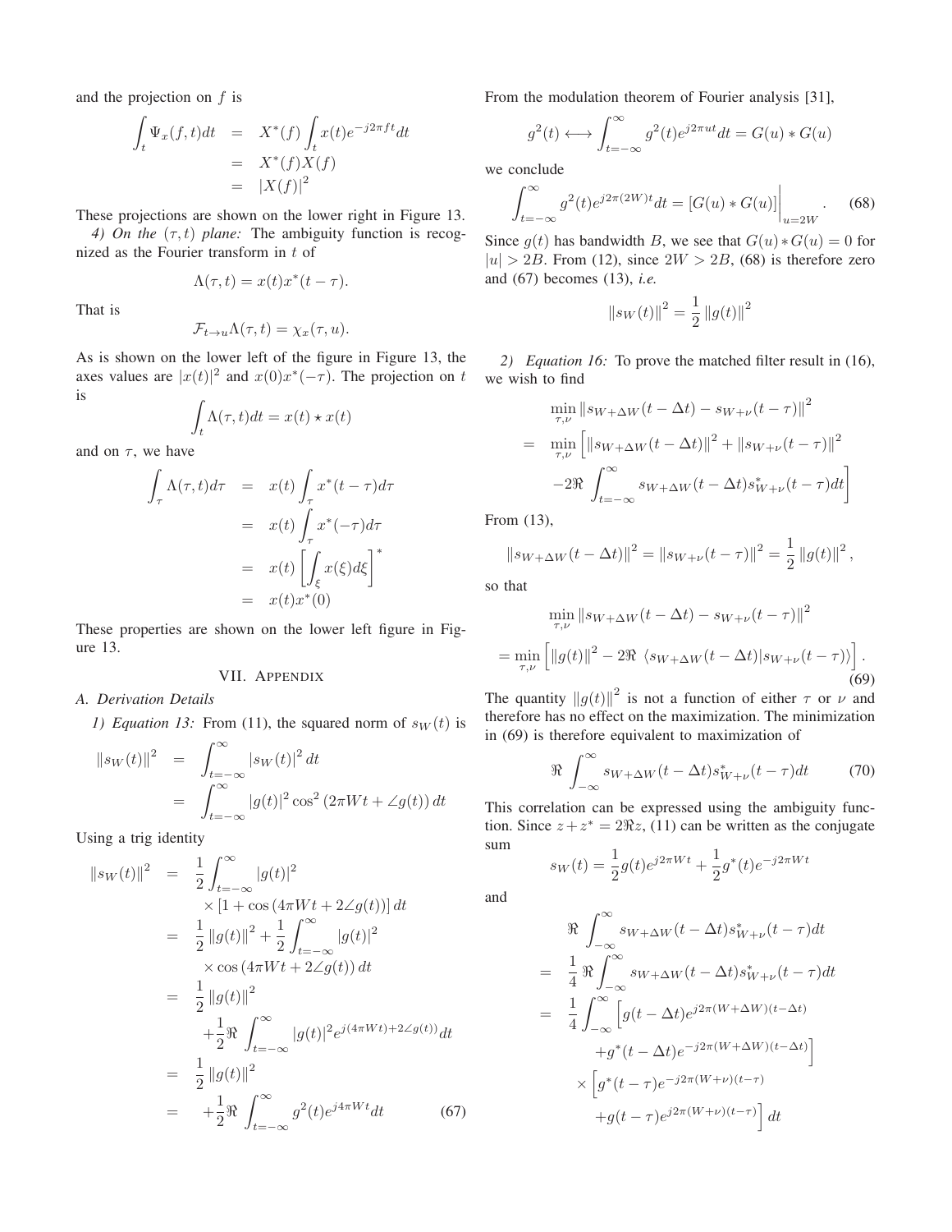and the projection on $f$ is

$$
\begin{aligned}
\int_t \Psi_x(f,t)dt &= X^*(f)\int_t x(t)e^{-j2\pi ft}dt \\
&= X^*(f)X(f) \\
&= |X(f)|^2
\end{aligned}
$$

These projections are shown on the lower right in Figure 13.

*4) On the $(\tau, t)$ plane:* The ambiguity function is recognized as the Fourier transform in $t$ of

$$
\Lambda(\tau,t) = x(t)x^*(t-\tau).
$$

That is

$$
\mathcal{F}_{t\to u}\Lambda(\tau,t) = \chi_x(\tau,u).
$$

As is shown on the lower left of the figure in Figure 13, the axes values are $|x(t)|^2$ and $x(0)x^*(-\tau)$. The projection on $t$ is

$$
\int_t \Lambda(\tau,t)dt = x(t)\star x(t)
$$

and on $\tau$, we have

$$
\begin{aligned}
\int_\tau \Lambda(\tau,t)d\tau &= x(t)\int_\tau x^*(t-\tau)d\tau \\
&= x(t)\int_\tau x^*(-\tau)d\tau \\
&= x(t)\left[\int_\xi x(\xi)d\xi\right]^* \\
&= x(t)x^*(0)
\end{aligned}
$$

These properties are shown on the lower left figure in Figure 13.

## VII. Appendix

### A. Derivation Details

*1) Equation 13:* From (11), the squared norm of $s_W(t)$ is

$$
\begin{aligned}
\|s_W(t)\|^2 &= \int_{t=-\infty}^{\infty}|s_W(t)|^2 dt \\
&= \int_{t=-\infty}^{\infty}|g(t)|^2\cos^2\left(2\pi Wt + \angle g(t)\right)dt
\end{aligned}
$$

Using a trig identity

$$
\begin{aligned}
\|s_W(t)\|^2 &= \frac{1}{2}\int_{t=-\infty}^{\infty}|g(t)|^2 \\
&\quad\times\left[1+\cos\left(4\pi Wt + 2\angle g(t)\right)\right]dt \\
&= \frac{1}{2}\|g(t)\|^2 + \frac{1}{2}\int_{t=-\infty}^{\infty}|g(t)|^2 \\
&\quad\times\cos\left(4\pi Wt + 2\angle g(t)\right)dt \\
&= \frac{1}{2}\|g(t)\|^2 \\
&\quad+\frac{1}{2}\Re\int_{t=-\infty}^{\infty}|g(t)|^2 e^{j(4\pi Wt)+2\angle g(t))}dt \\
&= \frac{1}{2}\|g(t)\|^2 \\
&= +\frac{1}{2}\Re\int_{t=-\infty}^{\infty}g^2(t)e^{j4\pi Wt}dt \qquad (67)
\end{aligned}
$$

From the modulation theorem of Fourier analysis [31],

$$
g^2(t)\longleftrightarrow\int_{t=-\infty}^{\infty}g^2(t)e^{j2\pi ut}dt = G(u)*G(u)
$$

we conclude

$$
\int_{t=-\infty}^{\infty}g^2(t)e^{j2\pi(2W)t}dt = \left[G(u)*G(u)\right]\Big|_{u=2W}. \qquad (68)
$$

Since $g(t)$ has bandwidth $B$, we see that $G(u)*G(u)=0$ for $|u|>2B$. From (12), since $2W>2B$, (68) is therefore zero and (67) becomes (13), *i.e.*

$$
\|s_W(t)\|^2 = \frac{1}{2}\|g(t)\|^2
$$

*2) Equation 16:* To prove the matched filter result in (16), we wish to find

$$
\begin{aligned}
&\min_{\tau,\nu}\|s_{W+\Delta W}(t-\Delta t) - s_{W+\nu}(t-\tau)\|^2 \\
=\;&\min_{\tau,\nu}\Big[\|s_{W+\Delta W}(t-\Delta t)\|^2 + \|s_{W+\nu}(t-\tau)\|^2 \\
&-2\Re\int_{t=-\infty}^{\infty}s_{W+\Delta W}(t-\Delta t)s^*_{W+\nu}(t-\tau)dt\Big]
\end{aligned}
$$

From (13),

$$
\|s_{W+\Delta W}(t-\Delta t)\|^2 = \|s_{W+\nu}(t-\tau)\|^2 = \frac{1}{2}\|g(t)\|^2,
$$

so that

$$
\begin{aligned}
&\min_{\tau,\nu}\|s_{W+\Delta W}(t-\Delta t) - s_{W+\nu}(t-\tau)\|^2 \\
&= \min_{\tau,\nu}\left[\|g(t)\|^2 - 2\Re\left\langle s_{W+\Delta W}(t-\Delta t)|s_{W+\nu}(t-\tau)\right\rangle\right]. \qquad (69)
\end{aligned}
$$

The quantity $\|g(t)\|^2$ is not a function of either $\tau$ or $\nu$ and therefore has no effect on the maximization. The minimization in (69) is therefore equivalent to maximization of

$$
\Re\int_{-\infty}^{\infty}s_{W+\Delta W}(t-\Delta t)s^*_{W+\nu}(t-\tau)dt \qquad (70)
$$

This correlation can be expressed using the ambiguity function. Since $z+z^*=2\Re z$, (11) can be written as the conjugate sum

$$
s_W(t) = \frac{1}{2}g(t)e^{j2\pi Wt} + \frac{1}{2}g^*(t)e^{-j2\pi Wt}
$$

and

$$
\begin{aligned}
&\Re\int_{-\infty}^{\infty}s_{W+\Delta W}(t-\Delta t)s^*_{W+\nu}(t-\tau)dt \\
=\;&\frac{1}{4}\Re\int_{-\infty}^{\infty}s_{W+\Delta W}(t-\Delta t)s^*_{W+\nu}(t-\tau)dt \\
=\;&\frac{1}{4}\int_{-\infty}^{\infty}\Big[g(t-\Delta t)e^{j2\pi(W+\Delta W)(t-\Delta t)} \\
&+g^*(t-\Delta t)e^{-j2\pi(W+\Delta W)(t-\Delta t)}\Big] \\
&\times\Big[g^*(t-\tau)e^{-j2\pi(W+\nu)(t-\tau)} \\
&+g(t-\tau)e^{j2\pi(W+\nu)(t-\tau)}\Big]dt
\end{aligned}
$$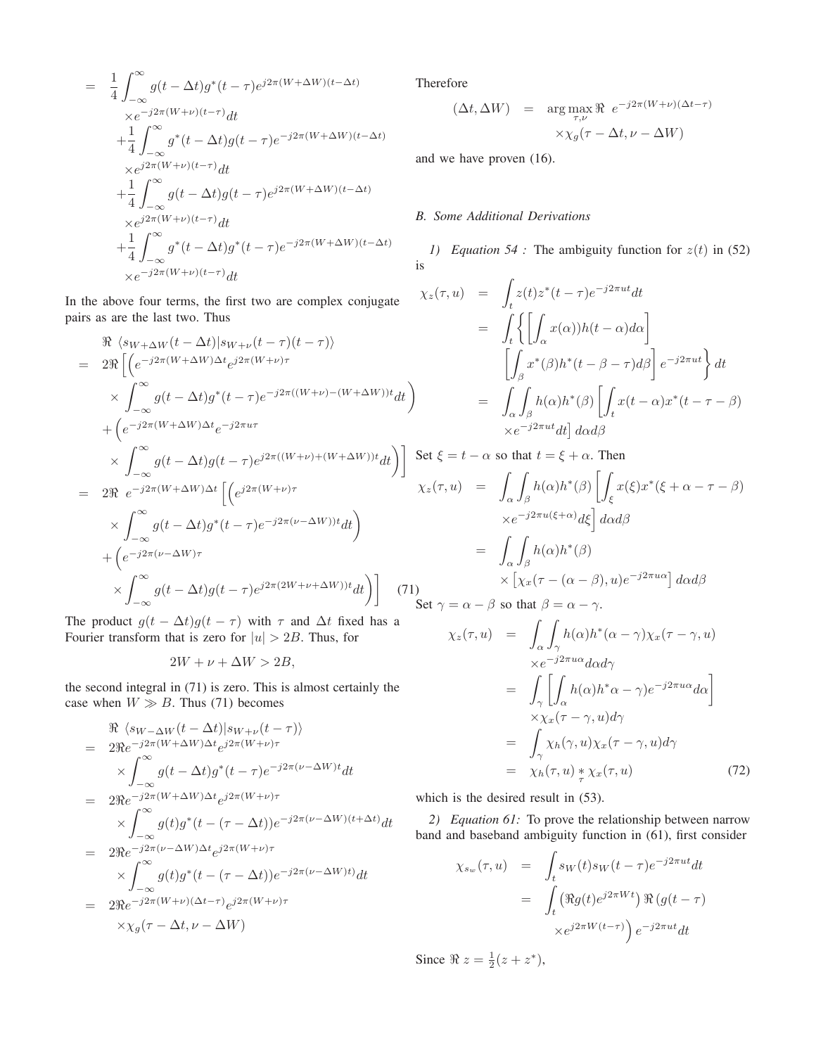$$
\begin{aligned}
&= \frac{1}{4}\int_{-\infty}^{\infty} g(t-\Delta t)g^*(t-\tau)e^{j2\pi(W+\Delta W)(t-\Delta t)} \\
&\quad \times e^{-j2\pi(W+\nu)(t-\tau)}dt \\
&\quad +\frac{1}{4}\int_{-\infty}^{\infty} g^*(t-\Delta t)g(t-\tau)e^{-j2\pi(W+\Delta W)(t-\Delta t)} \\
&\quad \times e^{j2\pi(W+\nu)(t-\tau)}dt \\
&\quad +\frac{1}{4}\int_{-\infty}^{\infty} g(t-\Delta t)g(t-\tau)e^{j2\pi(W+\Delta W)(t-\Delta t)} \\
&\quad \times e^{j2\pi(W+\nu)(t-\tau)}dt \\
&\quad +\frac{1}{4}\int_{-\infty}^{\infty} g^*(t-\Delta t)g^*(t-\tau)e^{-j2\pi(W+\Delta W)(t-\Delta t)} \\
&\quad \times e^{-j2\pi(W+\nu)(t-\tau)}dt
\end{aligned}
$$

In the above four terms, the first two are complex conjugate pairs as are the last two. Thus

$$
\begin{aligned}
&\Re \langle s_{W+\Delta W}(t-\Delta t)|s_{W+\nu}(t-\tau)(t-\tau)\rangle \\
&= 2\Re\Big[\Big(e^{-j2\pi(W+\Delta W)\Delta t}e^{j2\pi(W+\nu)\tau} \\
&\quad \times \int_{-\infty}^{\infty} g(t-\Delta t)g^*(t-\tau)e^{-j2\pi((W+\nu)-(W+\Delta W))t}dt\Big) \\
&\quad +\Big(e^{-j2\pi(W+\Delta W)\Delta t}e^{-j2\pi u\tau} \\
&\quad \times \int_{-\infty}^{\infty} g(t-\Delta t)g(t-\tau)e^{j2\pi((W+\nu)+(W+\Delta W))t}dt\Big)\Big] \\
&= 2\Re\ e^{-j2\pi(W+\Delta W)\Delta t}\Big[\Big(e^{j2\pi(W+\nu)\tau} \\
&\quad \times \int_{-\infty}^{\infty} g(t-\Delta t)g^*(t-\tau)e^{-j2\pi(\nu-\Delta W))t}dt\Big) \\
&\quad +\Big(e^{-j2\pi(\nu-\Delta W)\tau} \\
&\quad \times \int_{-\infty}^{\infty} g(t-\Delta t)g(t-\tau)e^{j2\pi(2W+\nu+\Delta W))t}dt\Big)\Big] \qquad (71)
\end{aligned}
$$

The product $g(t-\Delta t)g(t-\tau)$ with $\tau$ and $\Delta t$ fixed has a Fourier transform that is zero for $|u|>2B$. Thus, for

$$
2W+\nu+\Delta W > 2B,
$$

the second integral in (71) is zero. This is almost certainly the case when $W \gg B$. Thus (71) becomes

$$
\begin{aligned}
&\Re \langle s_{W-\Delta W}(t-\Delta t)|s_{W+\nu}(t-\tau)\rangle \\
&= 2\Re e^{-j2\pi(W+\Delta W)\Delta t}e^{j2\pi(W+\nu)\tau} \\
&\quad \times \int_{-\infty}^{\infty} g(t-\Delta t)g^*(t-\tau)e^{-j2\pi(\nu-\Delta W)t}dt \\
&= 2\Re e^{-j2\pi(W+\Delta W)\Delta t}e^{j2\pi(W+\nu)\tau} \\
&\quad \times \int_{-\infty}^{\infty} g(t)g^*(t-(\tau-\Delta t))e^{-j2\pi(\nu-\Delta W)(t+\Delta t)}dt \\
&= 2\Re e^{-j2\pi(\nu-\Delta W)\Delta t}e^{j2\pi(W+\nu)\tau} \\
&\quad \times \int_{-\infty}^{\infty} g(t)g^*(t-(\tau-\Delta t))e^{-j2\pi(\nu-\Delta W)t)}dt \\
&= 2\Re e^{-j2\pi(W+\nu)(\Delta t-\tau)}e^{j2\pi(W+\nu)\tau} \\
&\quad \times \chi_g(\tau-\Delta t, \nu-\Delta W)
\end{aligned}
$$

Therefore

$$
\begin{aligned}
(\Delta t, \Delta W) &= \arg\max_{\tau,\nu} \Re\ e^{-j2\pi(W+\nu)(\Delta t-\tau)} \\
&\quad \times \chi_g(\tau-\Delta t, \nu-\Delta W)
\end{aligned}
$$

and we have proven (16).

### *B. Some Additional Derivations*

*1) Equation 54 :* The ambiguity function for $z(t)$ in (52) is

$$
\begin{aligned}
\chi_z(\tau,u) &= \int_t z(t)z^*(t-\tau)e^{-j2\pi ut}dt \\
&= \int_t \Big\{ \Big[\int_\alpha x(\alpha))h(t-\alpha)d\alpha\Big] \\
&\quad \Big[\int_\beta x^*(\beta)h^*(t-\beta-\tau)d\beta\Big] e^{-j2\pi ut}\Big\} dt \\
&= \int_\alpha\int_\beta h(\alpha)h^*(\beta)\Big[\int_t x(t-\alpha)x^*(t-\tau-\beta) \\
&\quad \times e^{-j2\pi ut}dt\Big] d\alpha d\beta
\end{aligned}
$$

Set $\xi = t-\alpha$ so that $t = \xi+\alpha$. Then

$$
\begin{aligned}
\chi_z(\tau,u) &= \int_\alpha\int_\beta h(\alpha)h^*(\beta)\Big[\int_\xi x(\xi)x^*(\xi+\alpha-\tau-\beta) \\
&\quad \times e^{-j2\pi u(\xi+\alpha)}d\xi\Big] d\alpha d\beta \\
&= \int_\alpha\int_\beta h(\alpha)h^*(\beta) \\
&\quad \times \big[\chi_x(\tau-(\alpha-\beta),u)e^{-j2\pi u\alpha}\big] d\alpha d\beta
\end{aligned}
$$

Set $\gamma = \alpha-\beta$ so that $\beta = \alpha-\gamma$.

$$
\begin{aligned}
\chi_z(\tau,u) &= \int_\alpha\int_\gamma h(\alpha)h^*(\alpha-\gamma)\chi_x(\tau-\gamma,u) \\
&\quad \times e^{-j2\pi u\alpha}d\alpha d\gamma \\
&= \int_\gamma \Big[\int_\alpha h(\alpha)h^*\alpha-\gamma)e^{-j2\pi u\alpha}d\alpha\Big] \\
&\quad \times \chi_x(\tau-\gamma,u)d\gamma \\
&= \int_\gamma \chi_h(\gamma,u)\chi_x(\tau-\gamma,u)d\gamma \\
&= \chi_h(\tau,u) \underset{\tau}{*} \chi_x(\tau,u) \qquad (72)
\end{aligned}
$$

which is the desired result in (53).

*2) Equation 61:* To prove the relationship between narrow band and baseband ambiguity function in (61), first consider

$$
\begin{aligned}
\chi_{s_w}(\tau,u) &= \int_t s_W(t)s_W(t-\tau)e^{-j2\pi ut}dt \\
&= \int_t \big(\Re g(t)e^{j2\pi Wt}\big)\,\Re\big(g(t-\tau) \\
&\quad \times e^{j2\pi W(t-\tau)}\big)\,e^{-j2\pi ut}dt
\end{aligned}
$$

Since $\Re\, z = \frac{1}{2}(z+z^*)$,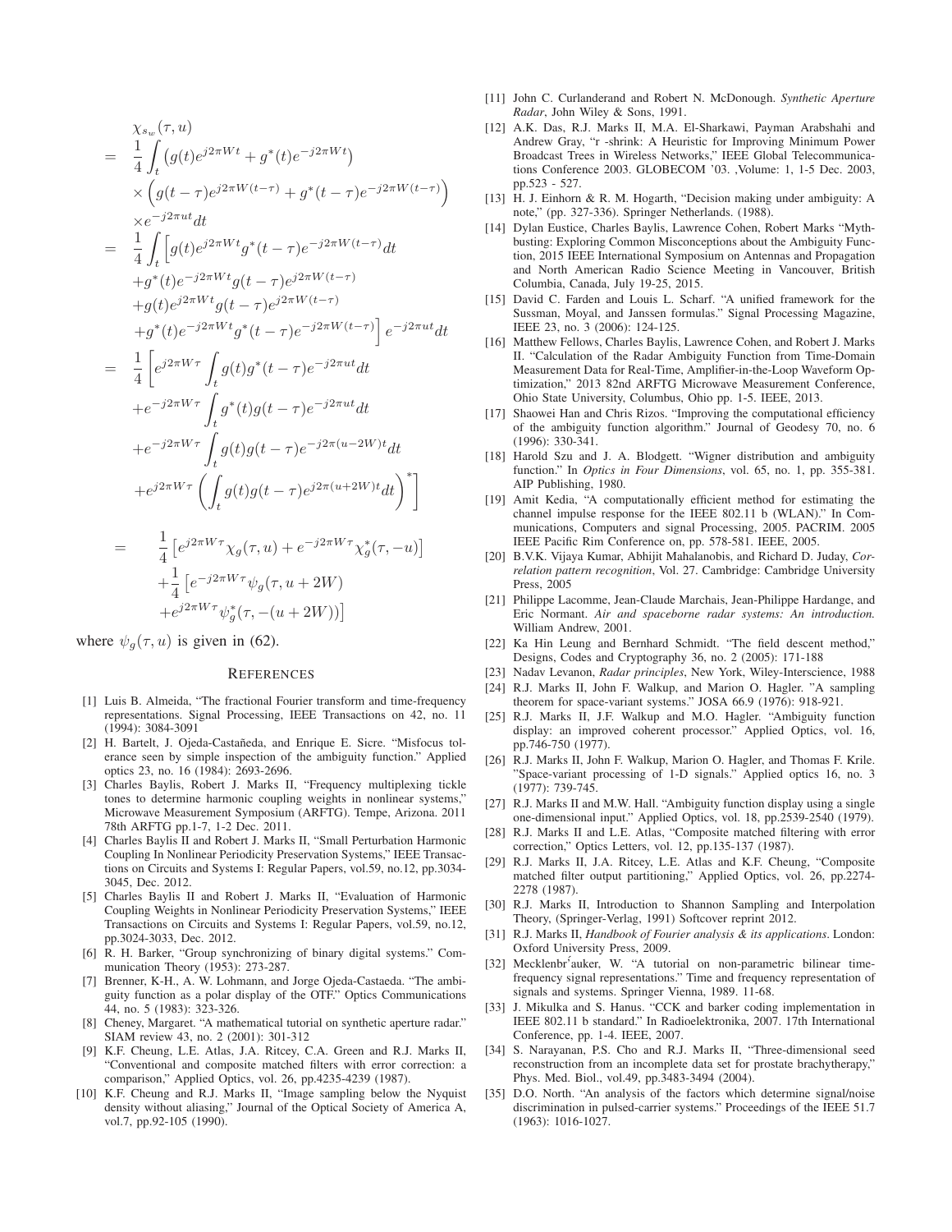$$
\begin{aligned}
&\chi_{s_w}(\tau, u) \\
&= \frac{1}{4}\int_t \left(g(t)e^{j2\pi Wt} + g^*(t)e^{-j2\pi Wt}\right) \\
&\quad \times \left(g(t-\tau)e^{j2\pi W(t-\tau)} + g^*(t-\tau)e^{-j2\pi W(t-\tau)}\right) \\
&\quad \times e^{-j2\pi ut}dt \\
&= \frac{1}{4}\int_t \Big[g(t)e^{j2\pi Wt}g^*(t-\tau)e^{-j2\pi W(t-\tau)}dt \\
&\quad + g^*(t)e^{-j2\pi Wt}g(t-\tau)e^{j2\pi W(t-\tau)} \\
&\quad + g(t)e^{j2\pi Wt}g(t-\tau)e^{j2\pi W(t-\tau)} \\
&\quad + g^*(t)e^{-j2\pi Wt}g^*(t-\tau)e^{-j2\pi W(t-\tau)}\Big] e^{-j2\pi ut}dt \\
&= \frac{1}{4}\Bigg[e^{j2\pi W\tau}\int_t g(t)g^*(t-\tau)e^{-j2\pi ut}dt \\
&\quad + e^{-j2\pi W\tau}\int_t g^*(t)g(t-\tau)e^{-j2\pi ut}dt \\
&\quad + e^{-j2\pi W\tau}\int_t g(t)g(t-\tau)e^{-j2\pi(u-2W)t}dt \\
&\quad + e^{j2\pi W\tau}\left(\int_t g(t)g(t-\tau)e^{j2\pi(u+2W)t}dt\right)^*\Bigg] \\
&= \frac{1}{4}\left[e^{j2\pi W\tau}\chi_g(\tau,u) + e^{-j2\pi W\tau}\chi_g^*(\tau,-u)\right] \\
&\quad + \frac{1}{4}\left[e^{-j2\pi W\tau}\psi_g(\tau, u+2W)\right. \\
&\quad \left. + e^{j2\pi W\tau}\psi_g^*(\tau, -(u+2W))\right]
\end{aligned}
$$

where $\psi_g(\tau, u)$ is given in (62).

## References

[1] Luis B. Almeida, "The fractional Fourier transform and time-frequency representations. Signal Processing, IEEE Transactions on 42, no. 11 (1994): 3084-3091

[2] H. Bartelt, J. Ojeda-Castañeda, and Enrique E. Sicre. "Misfocus tolerance seen by simple inspection of the ambiguity function." Applied optics 23, no. 16 (1984): 2693-2696.

[3] Charles Baylis, Robert J. Marks II, "Frequency multiplexing tickle tones to determine harmonic coupling weights in nonlinear systems," Microwave Measurement Symposium (ARFTG). Tempe, Arizona. 2011 78th ARFTG pp.1-7, 1-2 Dec. 2011.

[4] Charles Baylis II and Robert J. Marks II, "Small Perturbation Harmonic Coupling In Nonlinear Periodicity Preservation Systems," IEEE Transactions on Circuits and Systems I: Regular Papers, vol.59, no.12, pp.3034-3045, Dec. 2012.

[5] Charles Baylis II and Robert J. Marks II, "Evaluation of Harmonic Coupling Weights in Nonlinear Periodicity Preservation Systems," IEEE Transactions on Circuits and Systems I: Regular Papers, vol.59, no.12, pp.3024-3033, Dec. 2012.

[6] R. H. Barker, "Group synchronizing of binary digital systems." Communication Theory (1953): 273-287.

[7] Brenner, K-H., A. W. Lohmann, and Jorge Ojeda-Castaeda. "The ambiguity function as a polar display of the OTF." Optics Communications 44, no. 5 (1983): 323-326.

[8] Cheney, Margaret. "A mathematical tutorial on synthetic aperture radar." SIAM review 43, no. 2 (2001): 301-312

[9] K.F. Cheung, L.E. Atlas, J.A. Ritcey, C.A. Green and R.J. Marks II, "Conventional and composite matched filters with error correction: a comparison," Applied Optics, vol. 26, pp.4235-4239 (1987).

[10] K.F. Cheung and R.J. Marks II, "Image sampling below the Nyquist density without aliasing," Journal of the Optical Society of America A, vol.7, pp.92-105 (1990).

[11] John C. Curlanderand and Robert N. McDonough. *Synthetic Aperture Radar*, John Wiley & Sons, 1991.

[12] A.K. Das, R.J. Marks II, M.A. El-Sharkawi, Payman Arabshahi and Andrew Gray, "r -shrink: A Heuristic for Improving Minimum Power Broadcast Trees in Wireless Networks," IEEE Global Telecommunications Conference 2003. GLOBECOM '03. ,Volume: 1, 1-5 Dec. 2003, pp.523 - 527.

[13] H. J. Einhorn & R. M. Hogarth, "Decision making under ambiguity: A note," (pp. 327-336). Springer Netherlands. (1988).

[14] Dylan Eustice, Charles Baylis, Lawrence Cohen, Robert Marks "Mythbusting: Exploring Common Misconceptions about the Ambiguity Function, 2015 IEEE International Symposium on Antennas and Propagation and North American Radio Science Meeting in Vancouver, British Columbia, Canada, July 19-25, 2015.

[15] David C. Farden and Louis L. Scharf. "A unified framework for the Sussman, Moyal, and Janssen formulas." Signal Processing Magazine, IEEE 23, no. 3 (2006): 124-125.

[16] Matthew Fellows, Charles Baylis, Lawrence Cohen, and Robert J. Marks II. "Calculation of the Radar Ambiguity Function from Time-Domain Measurement Data for Real-Time, Amplifier-in-the-Loop Waveform Optimization," 2013 82nd ARFTG Microwave Measurement Conference, Ohio State University, Columbus, Ohio pp. 1-5. IEEE, 2013.

[17] Shaowei Han and Chris Rizos. "Improving the computational efficiency of the ambiguity function algorithm." Journal of Geodesy 70, no. 6 (1996): 330-341.

[18] Harold Szu and J. A. Blodgett. "Wigner distribution and ambiguity function." In *Optics in Four Dimensions*, vol. 65, no. 1, pp. 355-381. AIP Publishing, 1980.

[19] Amit Kedia, "A computationally efficient method for estimating the channel impulse response for the IEEE 802.11 b (WLAN)." In Communications, Computers and signal Processing, 2005. PACRIM. 2005 IEEE Pacific Rim Conference on, pp. 578-581. IEEE, 2005.

[20] B.V.K. Vijaya Kumar, Abhijit Mahalanobis, and Richard D. Juday, *Correlation pattern recognition*, Vol. 27. Cambridge: Cambridge University Press, 2005

[21] Philippe Lacomme, Jean-Claude Marchais, Jean-Philippe Hardange, and Eric Normant. *Air and spaceborne radar systems: An introduction.* William Andrew, 2001.

[22] Ka Hin Leung and Bernhard Schmidt. "The field descent method," Designs, Codes and Cryptography 36, no. 2 (2005): 171-188

[23] Nadav Levanon, *Radar principles*, New York, Wiley-Interscience, 1988

[24] R.J. Marks II, John F. Walkup, and Marion O. Hagler. "A sampling theorem for space-variant systems." JOSA 66.9 (1976): 918-921.

[25] R.J. Marks II, J.F. Walkup and M.O. Hagler. "Ambiguity function display: an improved coherent processor." Applied Optics, vol. 16, pp.746-750 (1977).

[26] R.J. Marks II, John F. Walkup, Marion O. Hagler, and Thomas F. Krile. "Space-variant processing of 1-D signals." Applied optics 16, no. 3 (1977): 739-745.

[27] R.J. Marks II and M.W. Hall. "Ambiguity function display using a single one-dimensional input." Applied Optics, vol. 18, pp.2539-2540 (1979).

[28] R.J. Marks II and L.E. Atlas, "Composite matched filtering with error correction," Optics Letters, vol. 12, pp.135-137 (1987).

[29] R.J. Marks II, J.A. Ritcey, L.E. Atlas and K.F. Cheung, "Composite matched filter output partitioning," Applied Optics, vol. 26, pp.2274-2278 (1987).

[30] R.J. Marks II, Introduction to Shannon Sampling and Interpolation Theory, (Springer-Verlag, 1991) Softcover reprint 2012.

[31] R.J. Marks II, *Handbook of Fourier analysis & its applications*. London: Oxford University Press, 2009.

[32] Mecklenbr ́auker, W. "A tutorial on non-parametric bilinear time-frequency signal representations." Time and frequency representation of signals and systems. Springer Vienna, 1989. 11-68.

[33] J. Mikulka and S. Hanus. "CCK and barker coding implementation in IEEE 802.11 b standard." In Radioelektronika, 2007. 17th International Conference, pp. 1-4. IEEE, 2007.

[34] S. Narayanan, P.S. Cho and R.J. Marks II, "Three-dimensional seed reconstruction from an incomplete data set for prostate brachytherapy," Phys. Med. Biol., vol.49, pp.3483-3494 (2004).

[35] D.O. North. "An analysis of the factors which determine signal/noise discrimination in pulsed-carrier systems." Proceedings of the IEEE 51.7 (1963): 1016-1027.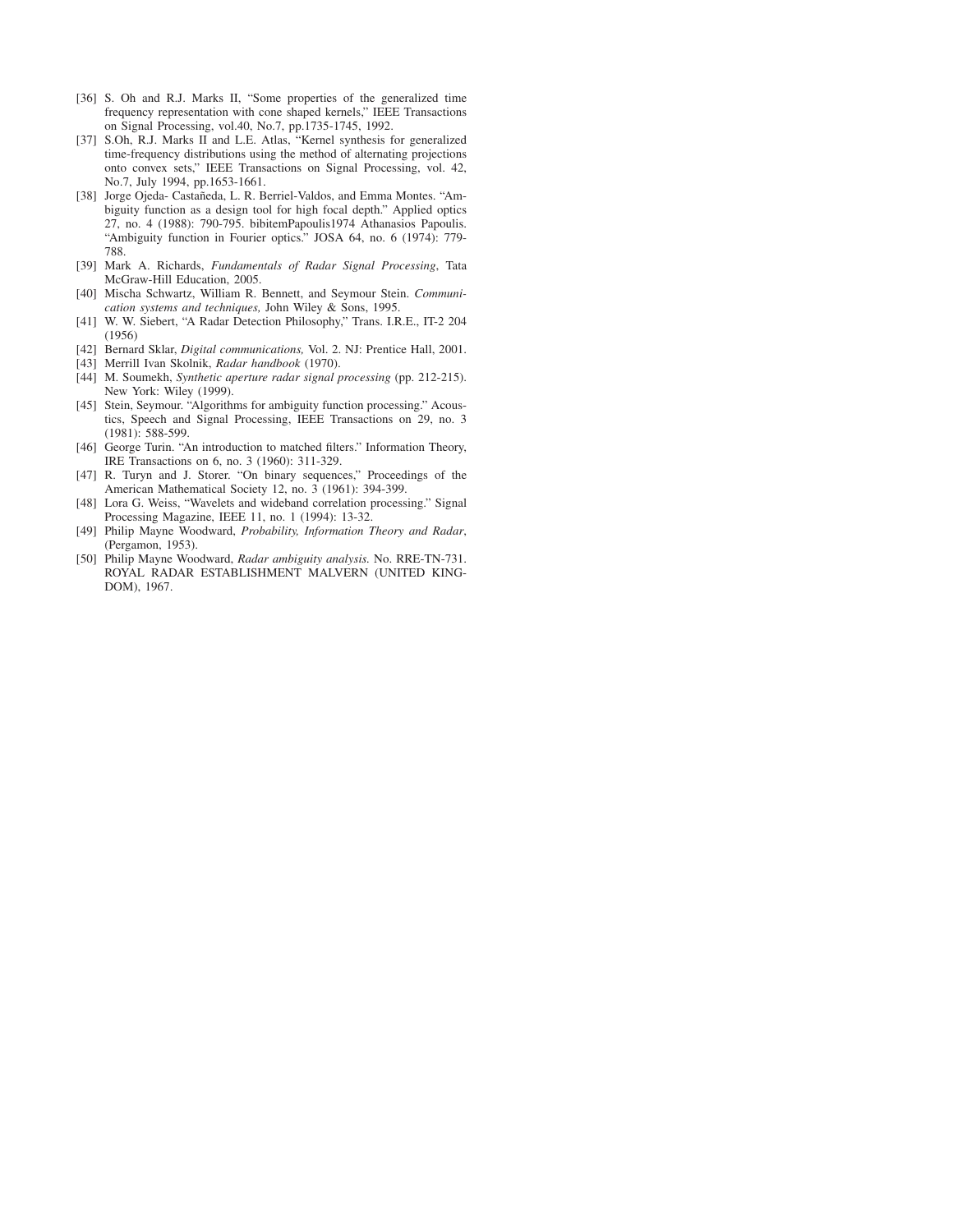[36] S. Oh and R.J. Marks II, "Some properties of the generalized time frequency representation with cone shaped kernels," IEEE Transactions on Signal Processing, vol.40, No.7, pp.1735-1745, 1992.

[37] S.Oh, R.J. Marks II and L.E. Atlas, "Kernel synthesis for generalized time-frequency distributions using the method of alternating projections onto convex sets," IEEE Transactions on Signal Processing, vol. 42, No.7, July 1994, pp.1653-1661.

[38] Jorge Ojeda- Castañeda, L. R. Berriel-Valdos, and Emma Montes. "Ambiguity function as a design tool for high focal depth." Applied optics 27, no. 4 (1988): 790-795. bibitemPapoulis1974 Athanasios Papoulis. "Ambiguity function in Fourier optics." JOSA 64, no. 6 (1974): 779-788.

[39] Mark A. Richards, *Fundamentals of Radar Signal Processing*, Tata McGraw-Hill Education, 2005.

[40] Mischa Schwartz, William R. Bennett, and Seymour Stein. *Communication systems and techniques,* John Wiley & Sons, 1995.

[41] W. W. Siebert, "A Radar Detection Philosophy," Trans. I.R.E., IT-2 204 (1956)

[42] Bernard Sklar, *Digital communications,* Vol. 2. NJ: Prentice Hall, 2001.

[43] Merrill Ivan Skolnik, *Radar handbook* (1970).

[44] M. Soumekh, *Synthetic aperture radar signal processing* (pp. 212-215). New York: Wiley (1999).

[45] Stein, Seymour. "Algorithms for ambiguity function processing." Acoustics, Speech and Signal Processing, IEEE Transactions on 29, no. 3 (1981): 588-599.

[46] George Turin. "An introduction to matched filters." Information Theory, IRE Transactions on 6, no. 3 (1960): 311-329.

[47] R. Turyn and J. Storer. "On binary sequences," Proceedings of the American Mathematical Society 12, no. 3 (1961): 394-399.

[48] Lora G. Weiss, "Wavelets and wideband correlation processing." Signal Processing Magazine, IEEE 11, no. 1 (1994): 13-32.

[49] Philip Mayne Woodward, *Probability, Information Theory and Radar*, (Pergamon, 1953).

[50] Philip Mayne Woodward, *Radar ambiguity analysis.* No. RRE-TN-731. ROYAL RADAR ESTABLISHMENT MALVERN (UNITED KINGDOM), 1967.